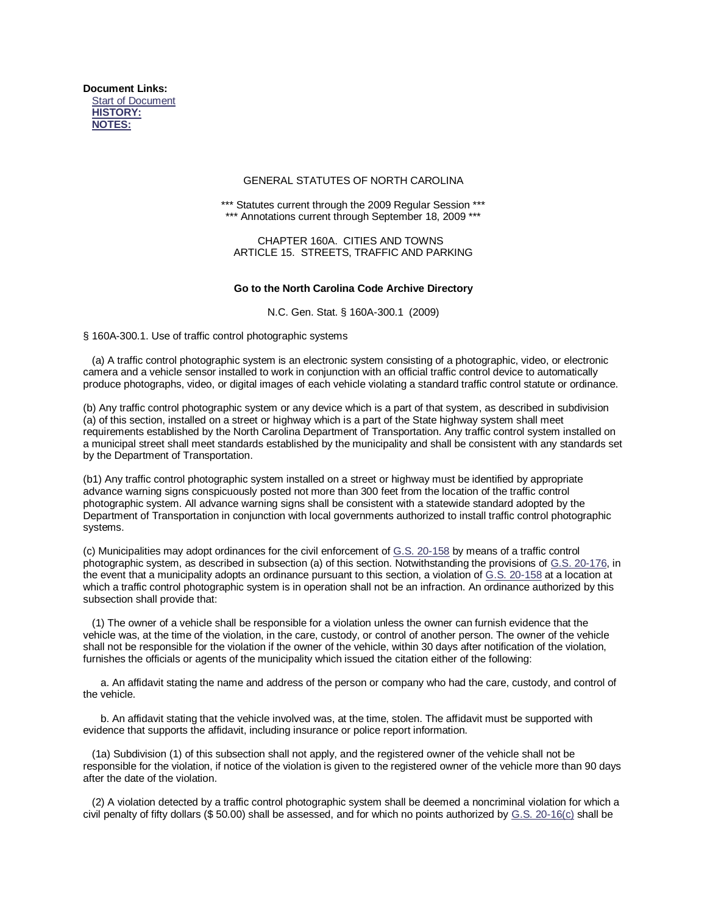**Document Links:**
Start of Document
**HISTORY:**
**NOTES:**

GENERAL STATUTES OF NORTH CAROLINA

*** Statutes current through the 2009 Regular Session ***
*** Annotations current through September 18, 2009 ***

CHAPTER 160A. CITIES AND TOWNS
ARTICLE 15. STREETS, TRAFFIC AND PARKING

**Go to the North Carolina Code Archive Directory**

N.C. Gen. Stat. § 160A-300.1 (2009)

§ 160A-300.1. Use of traffic control photographic systems

(a) A traffic control photographic system is an electronic system consisting of a photographic, video, or electronic camera and a vehicle sensor installed to work in conjunction with an official traffic control device to automatically produce photographs, video, or digital images of each vehicle violating a standard traffic control statute or ordinance.

(b) Any traffic control photographic system or any device which is a part of that system, as described in subdivision (a) of this section, installed on a street or highway which is a part of the State highway system shall meet requirements established by the North Carolina Department of Transportation. Any traffic control system installed on a municipal street shall meet standards established by the municipality and shall be consistent with any standards set by the Department of Transportation.

(b1) Any traffic control photographic system installed on a street or highway must be identified by appropriate advance warning signs conspicuously posted not more than 300 feet from the location of the traffic control photographic system. All advance warning signs shall be consistent with a statewide standard adopted by the Department of Transportation in conjunction with local governments authorized to install traffic control photographic systems.

(c) Municipalities may adopt ordinances for the civil enforcement of G.S. 20-158 by means of a traffic control photographic system, as described in subsection (a) of this section. Notwithstanding the provisions of G.S. 20-176, in the event that a municipality adopts an ordinance pursuant to this section, a violation of G.S. 20-158 at a location at which a traffic control photographic system is in operation shall not be an infraction. An ordinance authorized by this subsection shall provide that:

(1) The owner of a vehicle shall be responsible for a violation unless the owner can furnish evidence that the vehicle was, at the time of the violation, in the care, custody, or control of another person. The owner of the vehicle shall not be responsible for the violation if the owner of the vehicle, within 30 days after notification of the violation, furnishes the officials or agents of the municipality which issued the citation either of the following:

a. An affidavit stating the name and address of the person or company who had the care, custody, and control of the vehicle.

b. An affidavit stating that the vehicle involved was, at the time, stolen. The affidavit must be supported with evidence that supports the affidavit, including insurance or police report information.

(1a) Subdivision (1) of this subsection shall not apply, and the registered owner of the vehicle shall not be responsible for the violation, if notice of the violation is given to the registered owner of the vehicle more than 90 days after the date of the violation.

(2) A violation detected by a traffic control photographic system shall be deemed a noncriminal violation for which a civil penalty of fifty dollars ($ 50.00) shall be assessed, and for which no points authorized by G.S. 20-16(c) shall be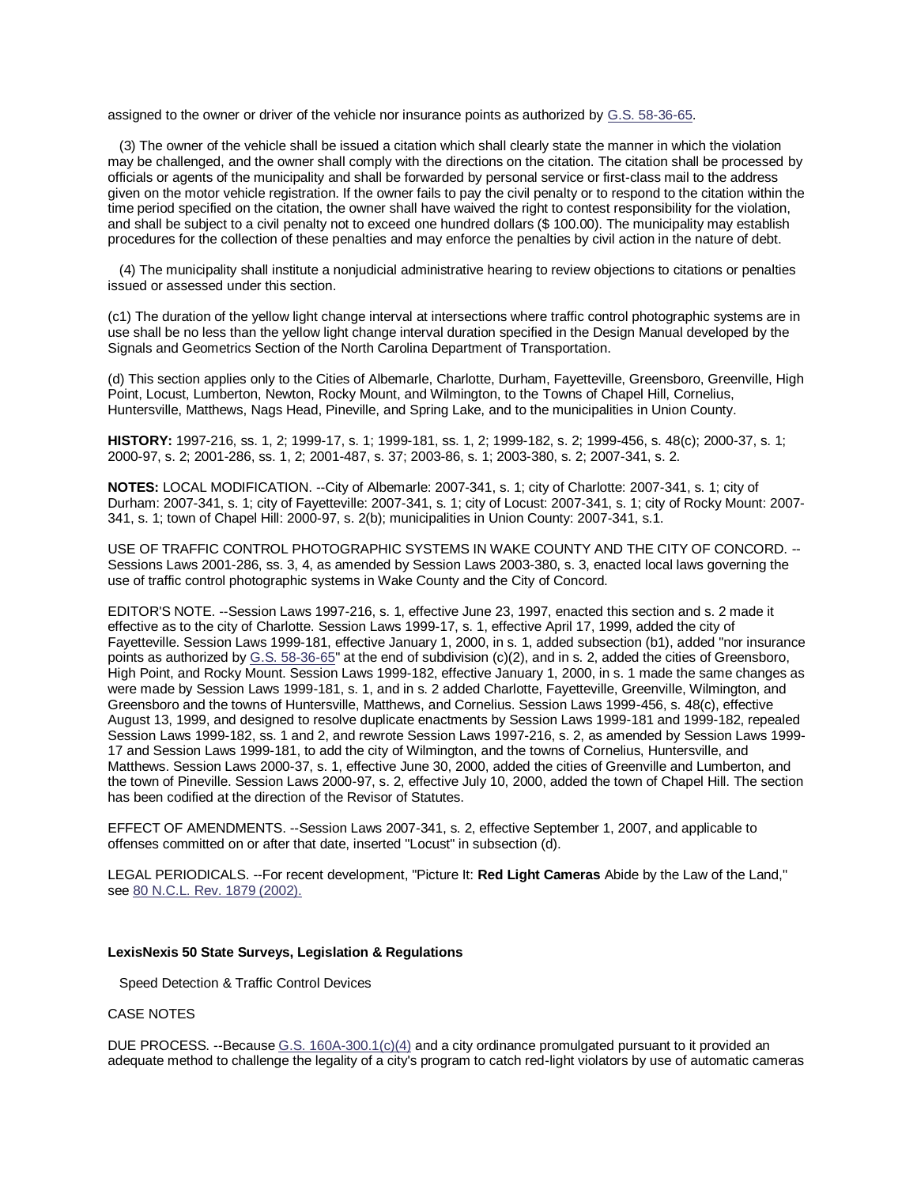assigned to the owner or driver of the vehicle nor insurance points as authorized by G.S. 58-36-65.

(3) The owner of the vehicle shall be issued a citation which shall clearly state the manner in which the violation may be challenged, and the owner shall comply with the directions on the citation. The citation shall be processed by officials or agents of the municipality and shall be forwarded by personal service or first-class mail to the address given on the motor vehicle registration. If the owner fails to pay the civil penalty or to respond to the citation within the time period specified on the citation, the owner shall have waived the right to contest responsibility for the violation, and shall be subject to a civil penalty not to exceed one hundred dollars ($ 100.00). The municipality may establish procedures for the collection of these penalties and may enforce the penalties by civil action in the nature of debt.

(4) The municipality shall institute a nonjudicial administrative hearing to review objections to citations or penalties issued or assessed under this section.

(c1) The duration of the yellow light change interval at intersections where traffic control photographic systems are in use shall be no less than the yellow light change interval duration specified in the Design Manual developed by the Signals and Geometrics Section of the North Carolina Department of Transportation.

(d) This section applies only to the Cities of Albemarle, Charlotte, Durham, Fayetteville, Greensboro, Greenville, High Point, Locust, Lumberton, Newton, Rocky Mount, and Wilmington, to the Towns of Chapel Hill, Cornelius, Huntersville, Matthews, Nags Head, Pineville, and Spring Lake, and to the municipalities in Union County.

**HISTORY:** 1997-216, ss. 1, 2; 1999-17, s. 1; 1999-181, ss. 1, 2; 1999-182, s. 2; 1999-456, s. 48(c); 2000-37, s. 1; 2000-97, s. 2; 2001-286, ss. 1, 2; 2001-487, s. 37; 2003-86, s. 1; 2003-380, s. 2; 2007-341, s. 2.

**NOTES:** LOCAL MODIFICATION. --City of Albemarle: 2007-341, s. 1; city of Charlotte: 2007-341, s. 1; city of Durham: 2007-341, s. 1; city of Fayetteville: 2007-341, s. 1; city of Locust: 2007-341, s. 1; city of Rocky Mount: 2007-341, s. 1; town of Chapel Hill: 2000-97, s. 2(b); municipalities in Union County: 2007-341, s.1.

USE OF TRAFFIC CONTROL PHOTOGRAPHIC SYSTEMS IN WAKE COUNTY AND THE CITY OF CONCORD. --Sessions Laws 2001-286, ss. 3, 4, as amended by Session Laws 2003-380, s. 3, enacted local laws governing the use of traffic control photographic systems in Wake County and the City of Concord.

EDITOR'S NOTE. --Session Laws 1997-216, s. 1, effective June 23, 1997, enacted this section and s. 2 made it effective as to the city of Charlotte. Session Laws 1999-17, s. 1, effective April 17, 1999, added the city of Fayetteville. Session Laws 1999-181, effective January 1, 2000, in s. 1, added subsection (b1), added "nor insurance points as authorized by G.S. 58-36-65" at the end of subdivision (c)(2), and in s. 2, added the cities of Greensboro, High Point, and Rocky Mount. Session Laws 1999-182, effective January 1, 2000, in s. 1 made the same changes as were made by Session Laws 1999-181, s. 1, and in s. 2 added Charlotte, Fayetteville, Greenville, Wilmington, and Greensboro and the towns of Huntersville, Matthews, and Cornelius. Session Laws 1999-456, s. 48(c), effective August 13, 1999, and designed to resolve duplicate enactments by Session Laws 1999-181 and 1999-182, repealed Session Laws 1999-182, ss. 1 and 2, and rewrote Session Laws 1997-216, s. 2, as amended by Session Laws 1999-17 and Session Laws 1999-181, to add the city of Wilmington, and the towns of Cornelius, Huntersville, and Matthews. Session Laws 2000-37, s. 1, effective June 30, 2000, added the cities of Greenville and Lumberton, and the town of Pineville. Session Laws 2000-97, s. 2, effective July 10, 2000, added the town of Chapel Hill. The section has been codified at the direction of the Revisor of Statutes.

EFFECT OF AMENDMENTS. --Session Laws 2007-341, s. 2, effective September 1, 2007, and applicable to offenses committed on or after that date, inserted "Locust" in subsection (d).

LEGAL PERIODICALS. --For recent development, "Picture It: **Red Light Cameras** Abide by the Law of the Land," see 80 N.C.L. Rev. 1879 (2002).

**LexisNexis 50 State Surveys, Legislation & Regulations**

Speed Detection & Traffic Control Devices

CASE NOTES

DUE PROCESS. --Because G.S. 160A-300.1(c)(4) and a city ordinance promulgated pursuant to it provided an adequate method to challenge the legality of a city's program to catch red-light violators by use of automatic cameras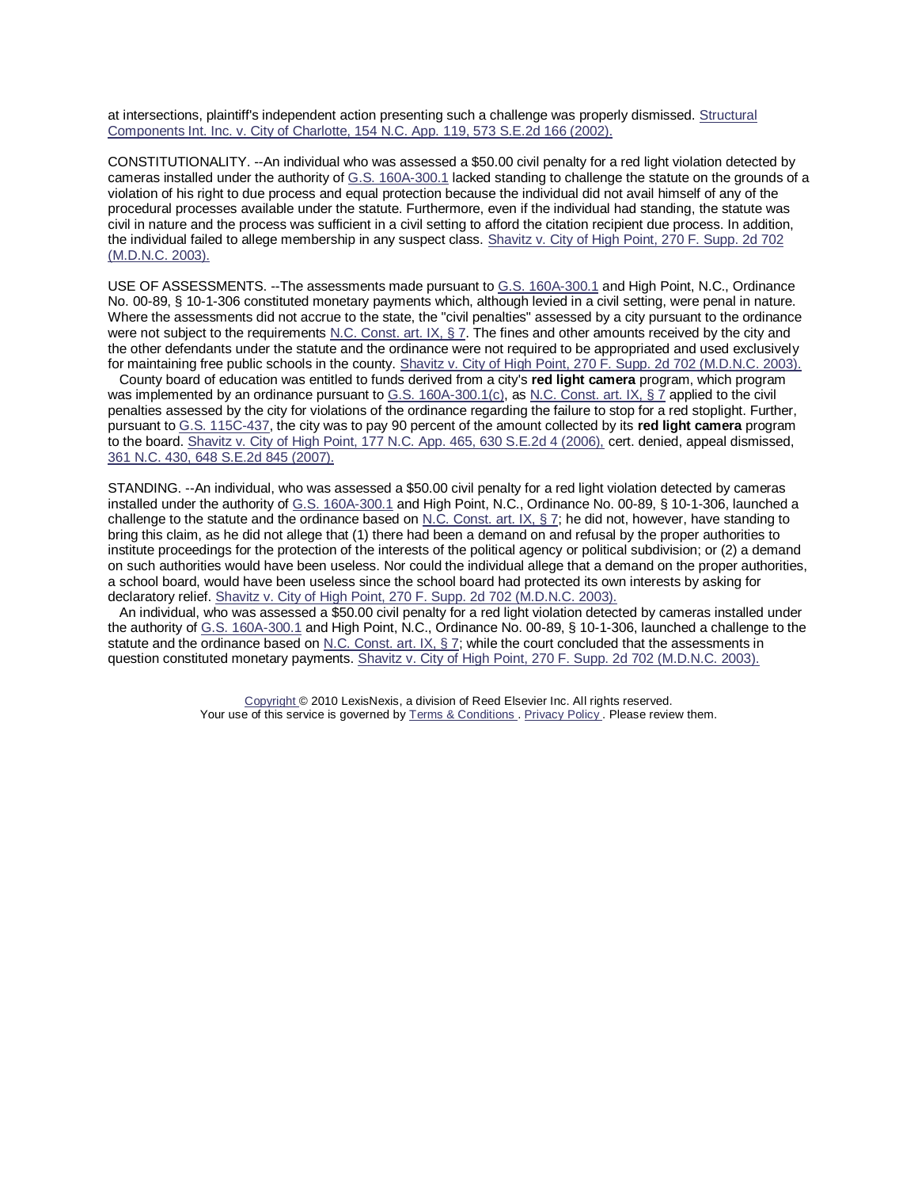at intersections, plaintiff's independent action presenting such a challenge was properly dismissed. Structural Components Int. Inc. v. City of Charlotte, 154 N.C. App. 119, 573 S.E.2d 166 (2002).

CONSTITUTIONALITY. --An individual who was assessed a $50.00 civil penalty for a red light violation detected by cameras installed under the authority of G.S. 160A-300.1 lacked standing to challenge the statute on the grounds of a violation of his right to due process and equal protection because the individual did not avail himself of any of the procedural processes available under the statute. Furthermore, even if the individual had standing, the statute was civil in nature and the process was sufficient in a civil setting to afford the citation recipient due process. In addition, the individual failed to allege membership in any suspect class. Shavitz v. City of High Point, 270 F. Supp. 2d 702 (M.D.N.C. 2003).

USE OF ASSESSMENTS. --The assessments made pursuant to G.S. 160A-300.1 and High Point, N.C., Ordinance No. 00-89, § 10-1-306 constituted monetary payments which, although levied in a civil setting, were penal in nature. Where the assessments did not accrue to the state, the "civil penalties" assessed by a city pursuant to the ordinance were not subject to the requirements N.C. Const. art. IX, § 7. The fines and other amounts received by the city and the other defendants under the statute and the ordinance were not required to be appropriated and used exclusively for maintaining free public schools in the county. Shavitz v. City of High Point, 270 F. Supp. 2d 702 (M.D.N.C. 2003).

County board of education was entitled to funds derived from a city's **red light camera** program, which program was implemented by an ordinance pursuant to G.S. 160A-300.1(c), as N.C. Const. art. IX, § 7 applied to the civil penalties assessed by the city for violations of the ordinance regarding the failure to stop for a red stoplight. Further, pursuant to G.S. 115C-437, the city was to pay 90 percent of the amount collected by its **red light camera** program to the board. Shavitz v. City of High Point, 177 N.C. App. 465, 630 S.E.2d 4 (2006), cert. denied, appeal dismissed, 361 N.C. 430, 648 S.E.2d 845 (2007).

STANDING. --An individual, who was assessed a $50.00 civil penalty for a red light violation detected by cameras installed under the authority of G.S. 160A-300.1 and High Point, N.C., Ordinance No. 00-89, § 10-1-306, launched a challenge to the statute and the ordinance based on N.C. Const. art. IX, § 7; he did not, however, have standing to bring this claim, as he did not allege that (1) there had been a demand on and refusal by the proper authorities to institute proceedings for the protection of the interests of the political agency or political subdivision; or (2) a demand on such authorities would have been useless. Nor could the individual allege that a demand on the proper authorities, a school board, would have been useless since the school board had protected its own interests by asking for declaratory relief. Shavitz v. City of High Point, 270 F. Supp. 2d 702 (M.D.N.C. 2003).

An individual, who was assessed a $50.00 civil penalty for a red light violation detected by cameras installed under the authority of G.S. 160A-300.1 and High Point, N.C., Ordinance No. 00-89, § 10-1-306, launched a challenge to the statute and the ordinance based on N.C. Const. art. IX, § 7; while the court concluded that the assessments in question constituted monetary payments. Shavitz v. City of High Point, 270 F. Supp. 2d 702 (M.D.N.C. 2003).

Copyright © 2010 LexisNexis, a division of Reed Elsevier Inc. All rights reserved.
Your use of this service is governed by Terms & Conditions . Privacy Policy . Please review them.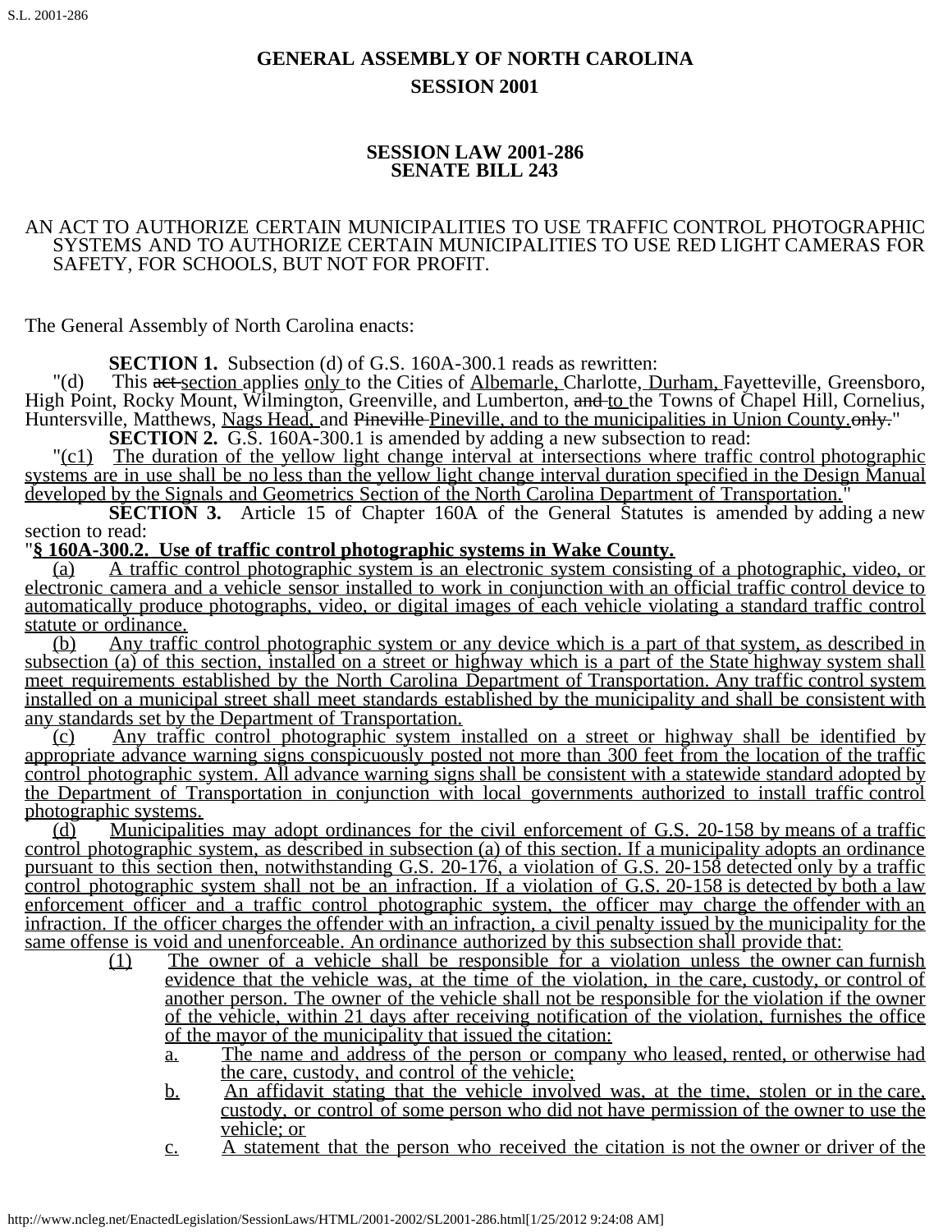# GENERAL ASSEMBLY OF NORTH CAROLINA
## SESSION 2001

### SESSION LAW 2001-286
### SENATE BILL 243

AN ACT TO AUTHORIZE CERTAIN MUNICIPALITIES TO USE TRAFFIC CONTROL PHOTOGRAPHIC SYSTEMS AND TO AUTHORIZE CERTAIN MUNICIPALITIES TO USE RED LIGHT CAMERAS FOR SAFETY, FOR SCHOOLS, BUT NOT FOR PROFIT.

The General Assembly of North Carolina enacts:

**SECTION 1.** Subsection (d) of G.S. 160A-300.1 reads as rewritten:

"(d) This ~~act~~ section applies only to the Cities of Albemarle, Charlotte, Durham, Fayetteville, Greensboro, High Point, Rocky Mount, Wilmington, Greenville, and Lumberton, ~~and~~ to the Towns of Chapel Hill, Cornelius, Huntersville, Matthews, Nags Head, and ~~Pineville~~ Pineville, and to the municipalities in Union County. ~~only.~~"

**SECTION 2.** G.S. 160A-300.1 is amended by adding a new subsection to read:

"(c1) The duration of the yellow light change interval at intersections where traffic control photographic systems are in use shall be no less than the yellow light change interval duration specified in the Design Manual developed by the Signals and Geometrics Section of the North Carolina Department of Transportation."

**SECTION 3.** Article 15 of Chapter 160A of the General Statutes is amended by adding a new section to read:

"**§ 160A-300.2. Use of traffic control photographic systems in Wake County.**

(a) A traffic control photographic system is an electronic system consisting of a photographic, video, or electronic camera and a vehicle sensor installed to work in conjunction with an official traffic control device to automatically produce photographs, video, or digital images of each vehicle violating a standard traffic control statute or ordinance.

(b) Any traffic control photographic system or any device which is a part of that system, as described in subsection (a) of this section, installed on a street or highway which is a part of the State highway system shall meet requirements established by the North Carolina Department of Transportation. Any traffic control system installed on a municipal street shall meet standards established by the municipality and shall be consistent with any standards set by the Department of Transportation.

(c) Any traffic control photographic system installed on a street or highway shall be identified by appropriate advance warning signs conspicuously posted not more than 300 feet from the location of the traffic control photographic system. All advance warning signs shall be consistent with a statewide standard adopted by the Department of Transportation in conjunction with local governments authorized to install traffic control photographic systems.

(d) Municipalities may adopt ordinances for the civil enforcement of G.S. 20-158 by means of a traffic control photographic system, as described in subsection (a) of this section. If a municipality adopts an ordinance pursuant to this section then, notwithstanding G.S. 20-176, a violation of G.S. 20-158 detected only by a traffic control photographic system shall not be an infraction. If a violation of G.S. 20-158 is detected by both a law enforcement officer and a traffic control photographic system, the officer may charge the offender with an infraction. If the officer charges the offender with an infraction, a civil penalty issued by the municipality for the same offense is void and unenforceable. An ordinance authorized by this subsection shall provide that:

(1) The owner of a vehicle shall be responsible for a violation unless the owner can furnish evidence that the vehicle was, at the time of the violation, in the care, custody, or control of another person. The owner of the vehicle shall not be responsible for the violation if the owner of the vehicle, within 21 days after receiving notification of the violation, furnishes the office of the mayor of the municipality that issued the citation:

a. The name and address of the person or company who leased, rented, or otherwise had the care, custody, and control of the vehicle;

b. An affidavit stating that the vehicle involved was, at the time, stolen or in the care, custody, or control of some person who did not have permission of the owner to use the vehicle; or

c. A statement that the person who received the citation is not the owner or driver of the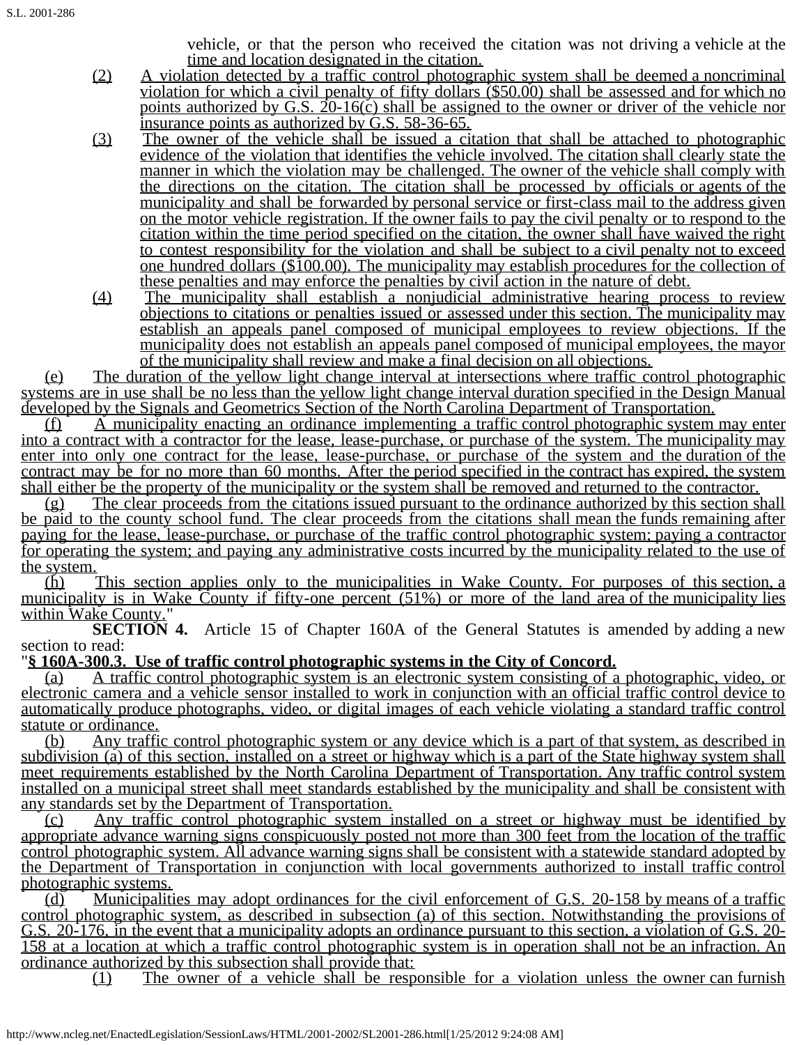vehicle, or that the person who received the citation was not driving a vehicle at the time and location designated in the citation.

(2) A violation detected by a traffic control photographic system shall be deemed a noncriminal violation for which a civil penalty of fifty dollars ($50.00) shall be assessed and for which no points authorized by G.S. 20-16(c) shall be assigned to the owner or driver of the vehicle nor insurance points as authorized by G.S. 58-36-65.

(3) The owner of the vehicle shall be issued a citation that shall be attached to photographic evidence of the violation that identifies the vehicle involved. The citation shall clearly state the manner in which the violation may be challenged. The owner of the vehicle shall comply with the directions on the citation. The citation shall be processed by officials or agents of the municipality and shall be forwarded by personal service or first-class mail to the address given on the motor vehicle registration. If the owner fails to pay the civil penalty or to respond to the citation within the time period specified on the citation, the owner shall have waived the right to contest responsibility for the violation and shall be subject to a civil penalty not to exceed one hundred dollars ($100.00). The municipality may establish procedures for the collection of these penalties and may enforce the penalties by civil action in the nature of debt.

(4) The municipality shall establish a nonjudicial administrative hearing process to review objections to citations or penalties issued or assessed under this section. The municipality may establish an appeals panel composed of municipal employees to review objections. If the municipality does not establish an appeals panel composed of municipal employees, the mayor of the municipality shall review and make a final decision on all objections.

(e) The duration of the yellow light change interval at intersections where traffic control photographic systems are in use shall be no less than the yellow light change interval duration specified in the Design Manual developed by the Signals and Geometrics Section of the North Carolina Department of Transportation.

(f) A municipality enacting an ordinance implementing a traffic control photographic system may enter into a contract with a contractor for the lease, lease-purchase, or purchase of the system. The municipality may enter into only one contract for the lease, lease-purchase, or purchase of the system and the duration of the contract may be for no more than 60 months. After the period specified in the contract has expired, the system shall either be the property of the municipality or the system shall be removed and returned to the contractor.

(g) The clear proceeds from the citations issued pursuant to the ordinance authorized by this section shall be paid to the county school fund. The clear proceeds from the citations shall mean the funds remaining after paying for the lease, lease-purchase, or purchase of the traffic control photographic system; paying a contractor for operating the system; and paying any administrative costs incurred by the municipality related to the use of the system.

(h) This section applies only to the municipalities in Wake County. For purposes of this section, a municipality is in Wake County if fifty-one percent (51%) or more of the land area of the municipality lies within Wake County."

**SECTION 4.** Article 15 of Chapter 160A of the General Statutes is amended by adding a new section to read:

"**§ 160A-300.3. Use of traffic control photographic systems in the City of Concord.**

(a) A traffic control photographic system is an electronic system consisting of a photographic, video, or electronic camera and a vehicle sensor installed to work in conjunction with an official traffic control device to automatically produce photographs, video, or digital images of each vehicle violating a standard traffic control statute or ordinance.

(b) Any traffic control photographic system or any device which is a part of that system, as described in subdivision (a) of this section, installed on a street or highway which is a part of the State highway system shall meet requirements established by the North Carolina Department of Transportation. Any traffic control system installed on a municipal street shall meet standards established by the municipality and shall be consistent with any standards set by the Department of Transportation.

(c) Any traffic control photographic system installed on a street or highway must be identified by appropriate advance warning signs conspicuously posted not more than 300 feet from the location of the traffic control photographic system. All advance warning signs shall be consistent with a statewide standard adopted by the Department of Transportation in conjunction with local governments authorized to install traffic control photographic systems.

(d) Municipalities may adopt ordinances for the civil enforcement of G.S. 20-158 by means of a traffic control photographic system, as described in subsection (a) of this section. Notwithstanding the provisions of G.S. 20-176, in the event that a municipality adopts an ordinance pursuant to this section, a violation of G.S. 20-158 at a location at which a traffic control photographic system is in operation shall not be an infraction. An ordinance authorized by this subsection shall provide that:

(1) The owner of a vehicle shall be responsible for a violation unless the owner can furnish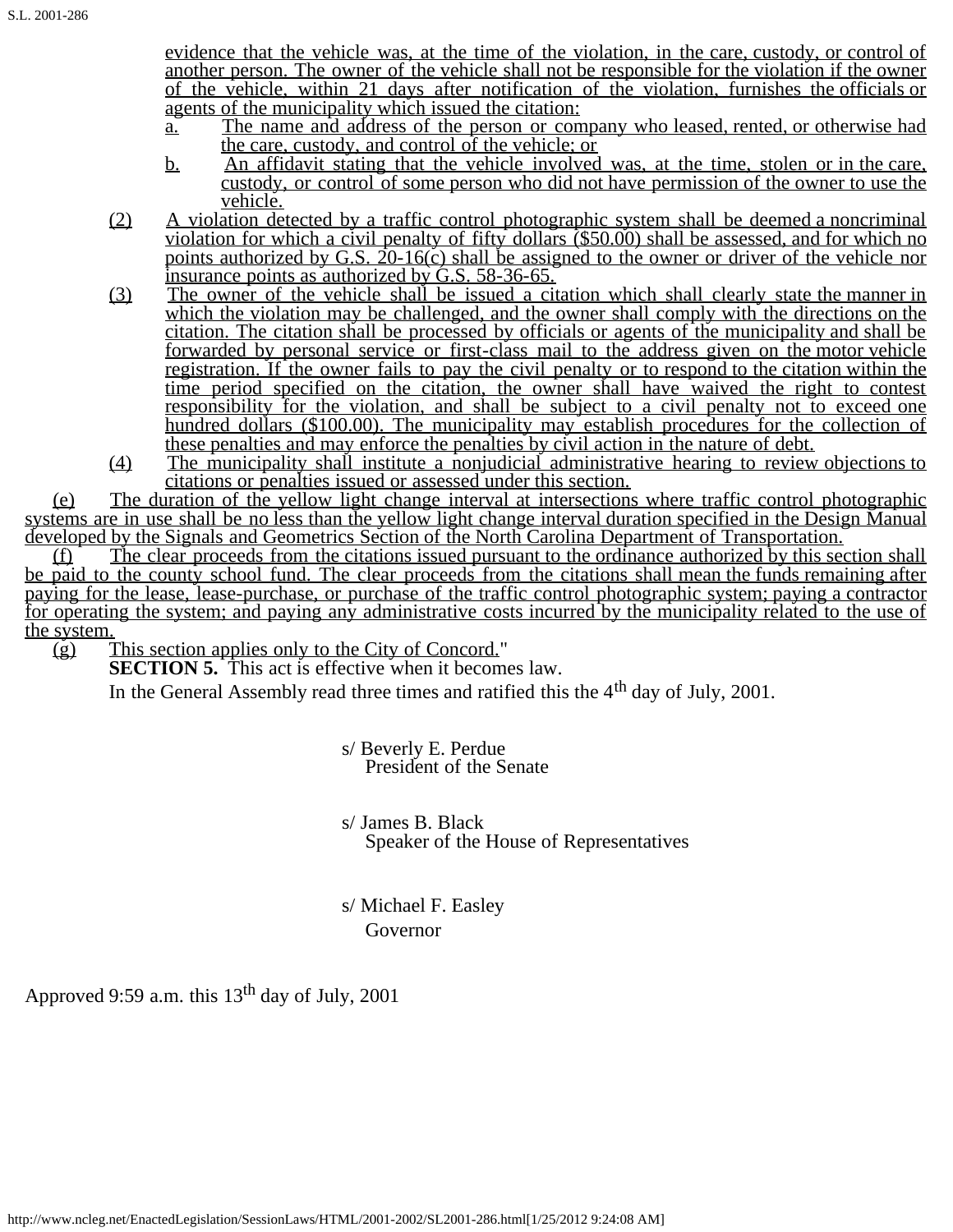evidence that the vehicle was, at the time of the violation, in the care, custody, or control of another person. The owner of the vehicle shall not be responsible for the violation if the owner of the vehicle, within 21 days after notification of the violation, furnishes the officials or agents of the municipality which issued the citation:

a. The name and address of the person or company who leased, rented, or otherwise had the care, custody, and control of the vehicle; or

b. An affidavit stating that the vehicle involved was, at the time, stolen or in the care, custody, or control of some person who did not have permission of the owner to use the vehicle.

(2) A violation detected by a traffic control photographic system shall be deemed a noncriminal violation for which a civil penalty of fifty dollars ($50.00) shall be assessed, and for which no points authorized by G.S. 20-16(c) shall be assigned to the owner or driver of the vehicle nor insurance points as authorized by G.S. 58-36-65.

(3) The owner of the vehicle shall be issued a citation which shall clearly state the manner in which the violation may be challenged, and the owner shall comply with the directions on the citation. The citation shall be processed by officials or agents of the municipality and shall be forwarded by personal service or first-class mail to the address given on the motor vehicle registration. If the owner fails to pay the civil penalty or to respond to the citation within the time period specified on the citation, the owner shall have waived the right to contest responsibility for the violation, and shall be subject to a civil penalty not to exceed one hundred dollars ($100.00). The municipality may establish procedures for the collection of these penalties and may enforce the penalties by civil action in the nature of debt.

(4) The municipality shall institute a nonjudicial administrative hearing to review objections to citations or penalties issued or assessed under this section.

(e) The duration of the yellow light change interval at intersections where traffic control photographic systems are in use shall be no less than the yellow light change interval duration specified in the Design Manual developed by the Signals and Geometrics Section of the North Carolina Department of Transportation.

(f) The clear proceeds from the citations issued pursuant to the ordinance authorized by this section shall be paid to the county school fund. The clear proceeds from the citations shall mean the funds remaining after paying for the lease, lease-purchase, or purchase of the traffic control photographic system; paying a contractor for operating the system; and paying any administrative costs incurred by the municipality related to the use of the system.

(g) This section applies only to the City of Concord."

**SECTION 5.** This act is effective when it becomes law.

In the General Assembly read three times and ratified this the 4th day of July, 2001.

s/ Beverly E. Perdue
President of the Senate

s/ James B. Black
Speaker of the House of Representatives

s/ Michael F. Easley
Governor

Approved 9:59 a.m. this 13th day of July, 2001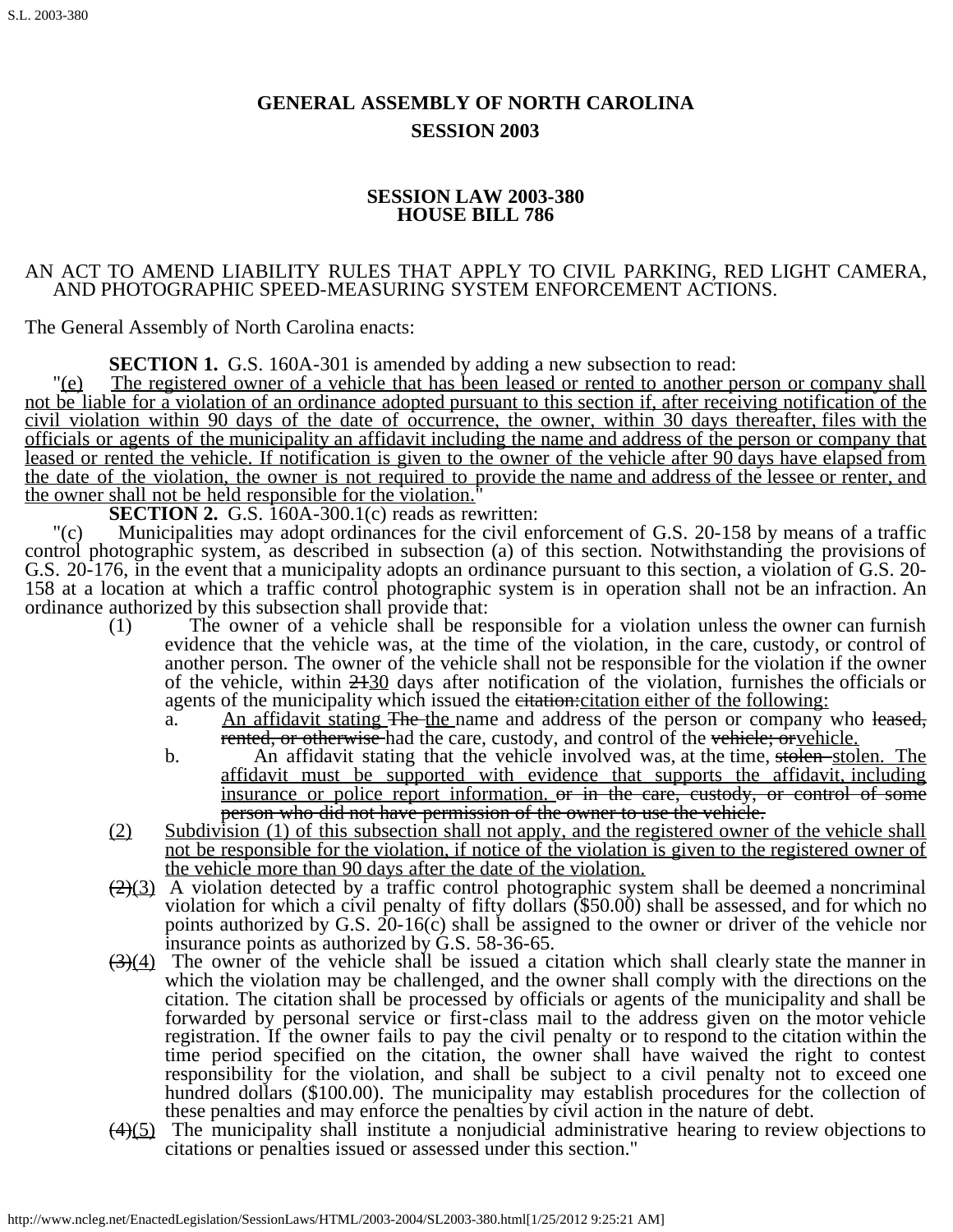# GENERAL ASSEMBLY OF NORTH CAROLINA
## SESSION 2003

### SESSION LAW 2003-380
### HOUSE BILL 786

AN ACT TO AMEND LIABILITY RULES THAT APPLY TO CIVIL PARKING, RED LIGHT CAMERA, AND PHOTOGRAPHIC SPEED-MEASURING SYSTEM ENFORCEMENT ACTIONS.

The General Assembly of North Carolina enacts:

**SECTION 1.** G.S. 160A-301 is amended by adding a new subsection to read:

"<u>(e) The registered owner of a vehicle that has been leased or rented to another person or company shall not be liable for a violation of an ordinance adopted pursuant to this section if, after receiving notification of the civil violation within 90 days of the date of occurrence, the owner, within 30 days thereafter, files with the officials or agents of the municipality an affidavit including the name and address of the person or company that leased or rented the vehicle. If notification is given to the owner of the vehicle after 90 days have elapsed from the date of the violation, the owner is not required to provide the name and address of the lessee or renter, and the owner shall not be held responsible for the violation.</u>"

**SECTION 2.** G.S. 160A-300.1(c) reads as rewritten:

"(c) Municipalities may adopt ordinances for the civil enforcement of G.S. 20-158 by means of a traffic control photographic system, as described in subsection (a) of this section. Notwithstanding the provisions of G.S. 20-176, in the event that a municipality adopts an ordinance pursuant to this section, a violation of G.S. 20-158 at a location at which a traffic control photographic system is in operation shall not be an infraction. An ordinance authorized by this subsection shall provide that:

(1) The owner of a vehicle shall be responsible for a violation unless the owner can furnish evidence that the vehicle was, at the time of the violation, in the care, custody, or control of another person. The owner of the vehicle shall not be responsible for the violation if the owner of the vehicle, within ~~21~~<u>30</u> days after notification of the violation, furnishes the officials or agents of the municipality which issued the ~~citation:~~<u>citation either of the following:</u>

a. <u>An affidavit stating</u> ~~The~~ <u>the</u> name and address of the person or company who ~~leased, rented, or otherwise~~ had the care, custody, and control of the ~~vehicle; or~~<u>vehicle.</u>

b. An affidavit stating that the vehicle involved was, at the time, ~~stolen~~ <u>stolen. The affidavit must be supported with evidence that supports the affidavit, including insurance or police report information.</u> ~~or in the care, custody, or control of some person who did not have permission of the owner to use the vehicle.~~

<u>(2) Subdivision (1) of this subsection shall not apply, and the registered owner of the vehicle shall not be responsible for the violation, if notice of the violation is given to the registered owner of the vehicle more than 90 days after the date of the violation.</u>

~~(2)~~<u>(3)</u> A violation detected by a traffic control photographic system shall be deemed a noncriminal violation for which a civil penalty of fifty dollars ($50.00) shall be assessed, and for which no points authorized by G.S. 20-16(c) shall be assigned to the owner or driver of the vehicle nor insurance points as authorized by G.S. 58-36-65.

~~(3)~~<u>(4)</u> The owner of the vehicle shall be issued a citation which shall clearly state the manner in which the violation may be challenged, and the owner shall comply with the directions on the citation. The citation shall be processed by officials or agents of the municipality and shall be forwarded by personal service or first-class mail to the address given on the motor vehicle registration. If the owner fails to pay the civil penalty or to respond to the citation within the time period specified on the citation, the owner shall have waived the right to contest responsibility for the violation, and shall be subject to a civil penalty not to exceed one hundred dollars ($100.00). The municipality may establish procedures for the collection of these penalties and may enforce the penalties by civil action in the nature of debt.

~~(4)~~<u>(5)</u> The municipality shall institute a nonjudicial administrative hearing to review objections to citations or penalties issued or assessed under this section."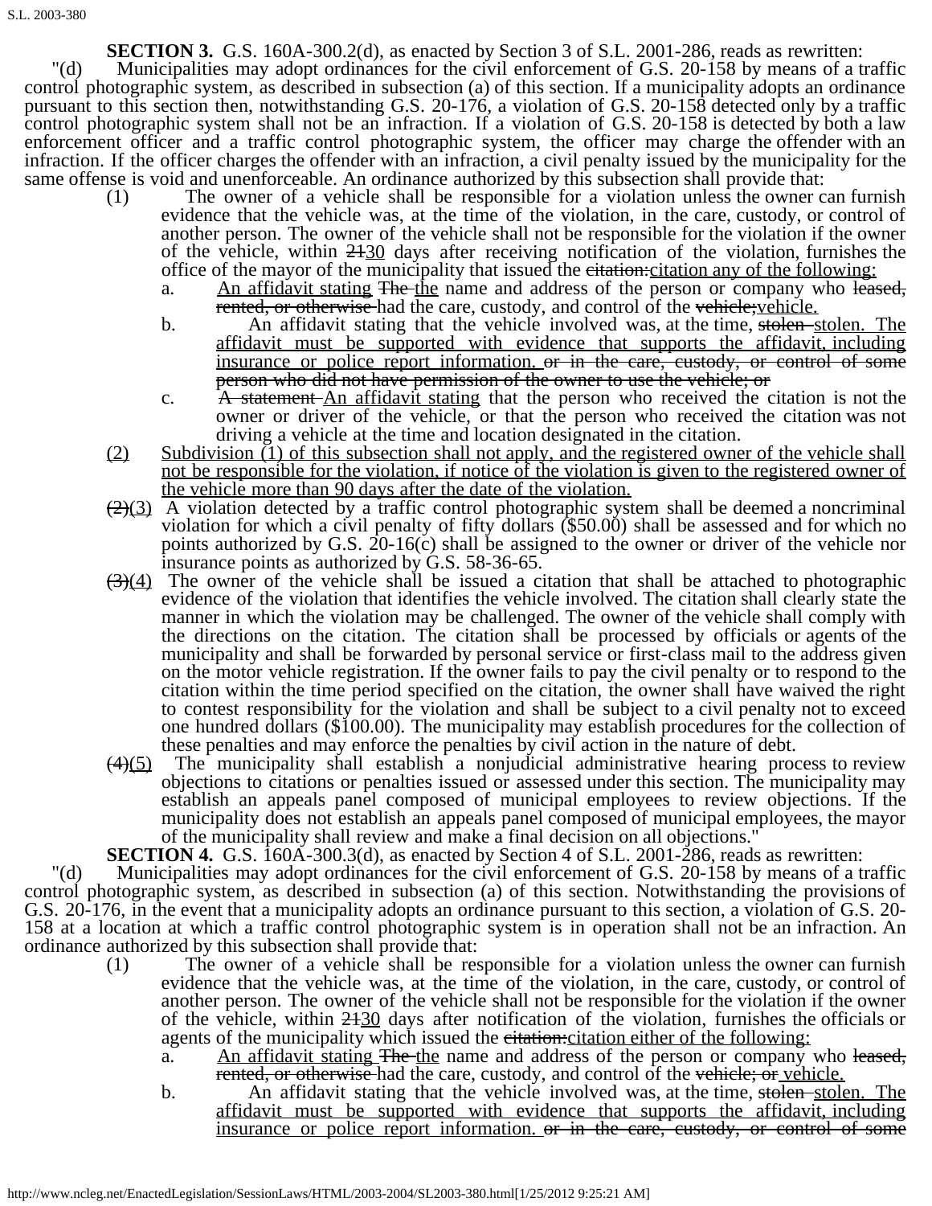**SECTION 3.** G.S. 160A-300.2(d), as enacted by Section 3 of S.L. 2001-286, reads as rewritten:

"(d) Municipalities may adopt ordinances for the civil enforcement of G.S. 20-158 by means of a traffic control photographic system, as described in subsection (a) of this section. If a municipality adopts an ordinance pursuant to this section then, notwithstanding G.S. 20-176, a violation of G.S. 20-158 detected only by a traffic control photographic system shall not be an infraction. If a violation of G.S. 20-158 is detected by both a law enforcement officer and a traffic control photographic system, the officer may charge the offender with an infraction. If the officer charges the offender with an infraction, a civil penalty issued by the municipality for the same offense is void and unenforceable. An ordinance authorized by this subsection shall provide that:

(1) The owner of a vehicle shall be responsible for a violation unless the owner can furnish evidence that the vehicle was, at the time of the violation, in the care, custody, or control of another person. The owner of the vehicle shall not be responsible for the violation if the owner of the vehicle, within ~~21~~30 days after receiving notification of the violation, furnishes the office of the mayor of the municipality that issued the ~~citation:~~citation any of the following:

a. An affidavit stating ~~The~~ the name and address of the person or company who ~~leased, rented, or otherwise~~ had the care, custody, and control of the ~~vehicle;~~vehicle.

b. An affidavit stating that the vehicle involved was, at the time, ~~stolen~~ stolen. The affidavit must be supported with evidence that supports the affidavit, including insurance or police report information. ~~or in the care, custody, or control of some person who did not have permission of the owner to use the vehicle; or~~

c. ~~A statement~~ An affidavit stating that the person who received the citation is not the owner or driver of the vehicle, or that the person who received the citation was not driving a vehicle at the time and location designated in the citation.

(2) Subdivision (1) of this subsection shall not apply, and the registered owner of the vehicle shall not be responsible for the violation, if notice of the violation is given to the registered owner of the vehicle more than 90 days after the date of the violation.

~~(2)~~(3) A violation detected by a traffic control photographic system shall be deemed a noncriminal violation for which a civil penalty of fifty dollars ($50.00) shall be assessed and for which no points authorized by G.S. 20-16(c) shall be assigned to the owner or driver of the vehicle nor insurance points as authorized by G.S. 58-36-65.

~~(3)~~(4) The owner of the vehicle shall be issued a citation that shall be attached to photographic evidence of the violation that identifies the vehicle involved. The citation shall clearly state the manner in which the violation may be challenged. The owner of the vehicle shall comply with the directions on the citation. The citation shall be processed by officials or agents of the municipality and shall be forwarded by personal service or first-class mail to the address given on the motor vehicle registration. If the owner fails to pay the civil penalty or to respond to the citation within the time period specified on the citation, the owner shall have waived the right to contest responsibility for the violation and shall be subject to a civil penalty not to exceed one hundred dollars ($100.00). The municipality may establish procedures for the collection of these penalties and may enforce the penalties by civil action in the nature of debt.

~~(4)~~(5) The municipality shall establish a nonjudicial administrative hearing process to review objections to citations or penalties issued or assessed under this section. The municipality may establish an appeals panel composed of municipal employees to review objections. If the municipality does not establish an appeals panel composed of municipal employees, the mayor of the municipality shall review and make a final decision on all objections."

**SECTION 4.** G.S. 160A-300.3(d), as enacted by Section 4 of S.L. 2001-286, reads as rewritten:

"(d) Municipalities may adopt ordinances for the civil enforcement of G.S. 20-158 by means of a traffic control photographic system, as described in subsection (a) of this section. Notwithstanding the provisions of G.S. 20-176, in the event that a municipality adopts an ordinance pursuant to this section, a violation of G.S. 20-158 at a location at which a traffic control photographic system is in operation shall not be an infraction. An ordinance authorized by this subsection shall provide that:

(1) The owner of a vehicle shall be responsible for a violation unless the owner can furnish evidence that the vehicle was, at the time of the violation, in the care, custody, or control of another person. The owner of the vehicle shall not be responsible for the violation if the owner of the vehicle, within ~~21~~30 days after notification of the violation, furnishes the officials or agents of the municipality which issued the ~~citation:~~citation either of the following:

a. An affidavit stating ~~The~~ the name and address of the person or company who ~~leased, rented, or otherwise~~ had the care, custody, and control of the ~~vehicle; or~~ vehicle.

b. An affidavit stating that the vehicle involved was, at the time, ~~stolen~~ stolen. The affidavit must be supported with evidence that supports the affidavit, including insurance or police report information. ~~or in the care, custody, or control of some~~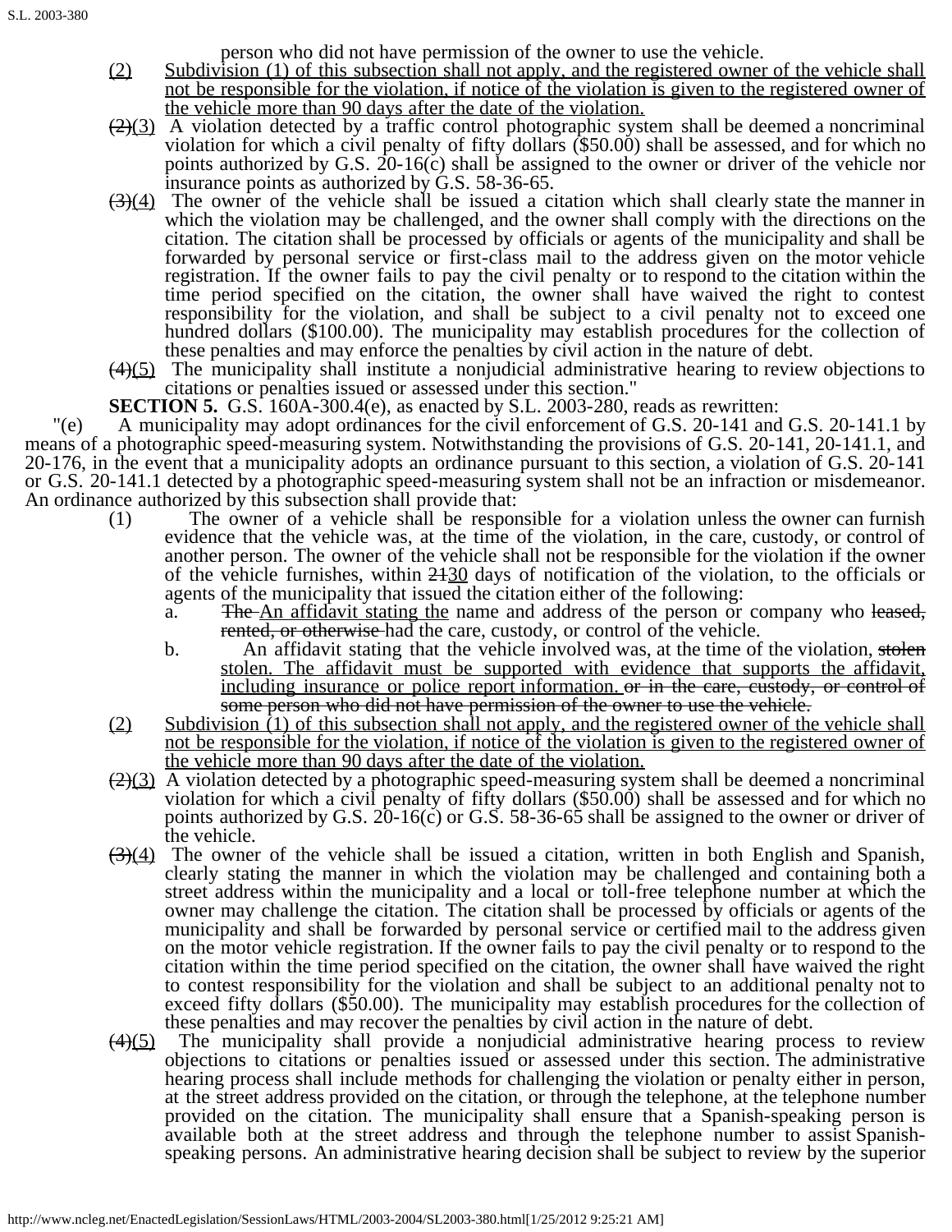person who did not have permission of the owner to use the vehicle.

(2) Subdivision (1) of this subsection shall not apply, and the registered owner of the vehicle shall not be responsible for the violation, if notice of the violation is given to the registered owner of the vehicle more than 90 days after the date of the violation.

~~(2)~~(3) A violation detected by a traffic control photographic system shall be deemed a noncriminal violation for which a civil penalty of fifty dollars ($50.00) shall be assessed, and for which no points authorized by G.S. 20-16(c) shall be assigned to the owner or driver of the vehicle nor insurance points as authorized by G.S. 58-36-65.

~~(3)~~(4) The owner of the vehicle shall be issued a citation which shall clearly state the manner in which the violation may be challenged, and the owner shall comply with the directions on the citation. The citation shall be processed by officials or agents of the municipality and shall be forwarded by personal service or first-class mail to the address given on the motor vehicle registration. If the owner fails to pay the civil penalty or to respond to the citation within the time period specified on the citation, the owner shall have waived the right to contest responsibility for the violation, and shall be subject to a civil penalty not to exceed one hundred dollars ($100.00). The municipality may establish procedures for the collection of these penalties and may enforce the penalties by civil action in the nature of debt.

~~(4)~~(5) The municipality shall institute a nonjudicial administrative hearing to review objections to citations or penalties issued or assessed under this section."

**SECTION 5.** G.S. 160A-300.4(e), as enacted by S.L. 2003-280, reads as rewritten:

"(e) A municipality may adopt ordinances for the civil enforcement of G.S. 20-141 and G.S. 20-141.1 by means of a photographic speed-measuring system. Notwithstanding the provisions of G.S. 20-141, 20-141.1, and 20-176, in the event that a municipality adopts an ordinance pursuant to this section, a violation of G.S. 20-141 or G.S. 20-141.1 detected by a photographic speed-measuring system shall not be an infraction or misdemeanor. An ordinance authorized by this subsection shall provide that:

(1) The owner of a vehicle shall be responsible for a violation unless the owner can furnish evidence that the vehicle was, at the time of the violation, in the care, custody, or control of another person. The owner of the vehicle shall not be responsible for the violation if the owner of the vehicle furnishes, within ~~21~~30 days of notification of the violation, to the officials or agents of the municipality that issued the citation either of the following:

   a. ~~The~~ An affidavit stating the name and address of the person or company who ~~leased, rented, or otherwise~~ had the care, custody, or control of the vehicle.

   b. An affidavit stating that the vehicle involved was, at the time of the violation, ~~stolen~~ stolen. The affidavit must be supported with evidence that supports the affidavit, including insurance or police report information. ~~or in the care, custody, or control of some person who did not have permission of the owner to use the vehicle.~~

(2) Subdivision (1) of this subsection shall not apply, and the registered owner of the vehicle shall not be responsible for the violation, if notice of the violation is given to the registered owner of the vehicle more than 90 days after the date of the violation.

~~(2)~~(3) A violation detected by a photographic speed-measuring system shall be deemed a noncriminal violation for which a civil penalty of fifty dollars ($50.00) shall be assessed and for which no points authorized by G.S. 20-16(c) or G.S. 58-36-65 shall be assigned to the owner or driver of the vehicle.

~~(3)~~(4) The owner of the vehicle shall be issued a citation, written in both English and Spanish, clearly stating the manner in which the violation may be challenged and containing both a street address within the municipality and a local or toll-free telephone number at which the owner may challenge the citation. The citation shall be processed by officials or agents of the municipality and shall be forwarded by personal service or certified mail to the address given on the motor vehicle registration. If the owner fails to pay the civil penalty or to respond to the citation within the time period specified on the citation, the owner shall have waived the right to contest responsibility for the violation and shall be subject to an additional penalty not to exceed fifty dollars ($50.00). The municipality may establish procedures for the collection of these penalties and may recover the penalties by civil action in the nature of debt.

~~(4)~~(5) The municipality shall provide a nonjudicial administrative hearing process to review objections to citations or penalties issued or assessed under this section. The administrative hearing process shall include methods for challenging the violation or penalty either in person, at the street address provided on the citation, or through the telephone, at the telephone number provided on the citation. The municipality shall ensure that a Spanish-speaking person is available both at the street address and through the telephone number to assist Spanish-speaking persons. An administrative hearing decision shall be subject to review by the superior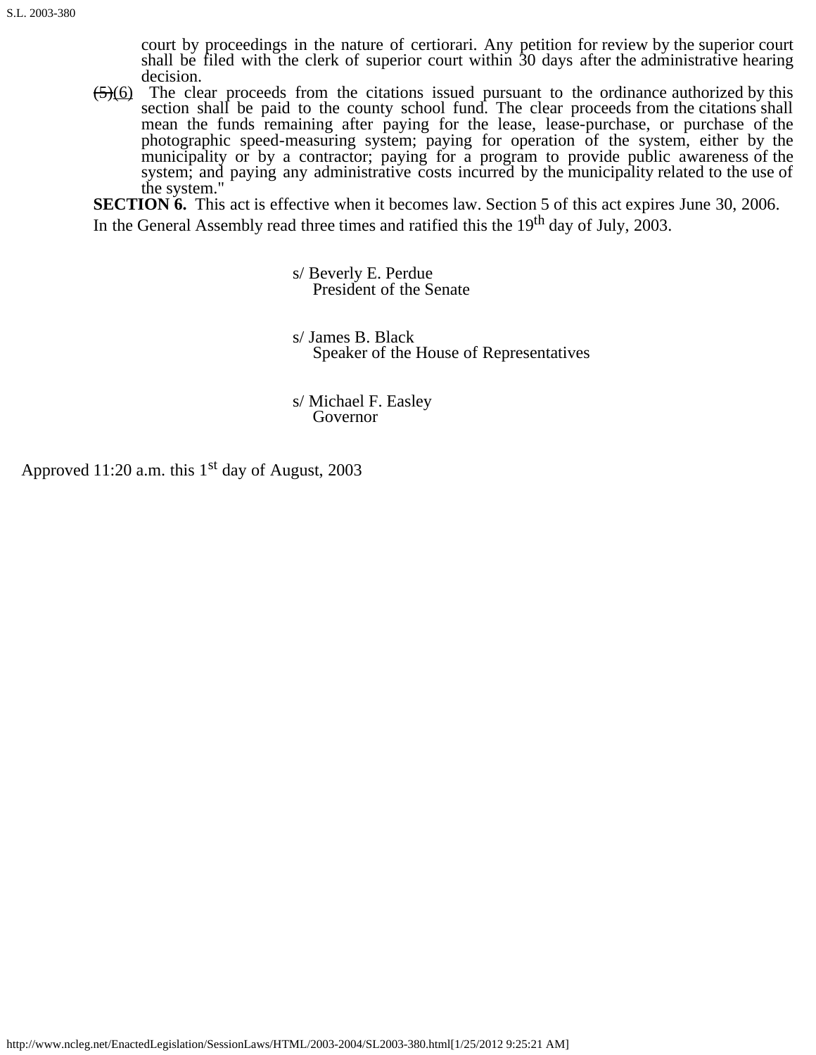court by proceedings in the nature of certiorari. Any petition for review by the superior court shall be filed with the clerk of superior court within 30 days after the administrative hearing decision.

~~(5)~~(6) The clear proceeds from the citations issued pursuant to the ordinance authorized by this section shall be paid to the county school fund. The clear proceeds from the citations shall mean the funds remaining after paying for the lease, lease-purchase, or purchase of the photographic speed-measuring system; paying for operation of the system, either by the municipality or by a contractor; paying for a program to provide public awareness of the system; and paying any administrative costs incurred by the municipality related to the use of the system."

**SECTION 6.** This act is effective when it becomes law. Section 5 of this act expires June 30, 2006.

In the General Assembly read three times and ratified this the 19th day of July, 2003.

s/ Beverly E. Perdue
President of the Senate

s/ James B. Black
Speaker of the House of Representatives

s/ Michael F. Easley
Governor

Approved 11:20 a.m. this 1st day of August, 2003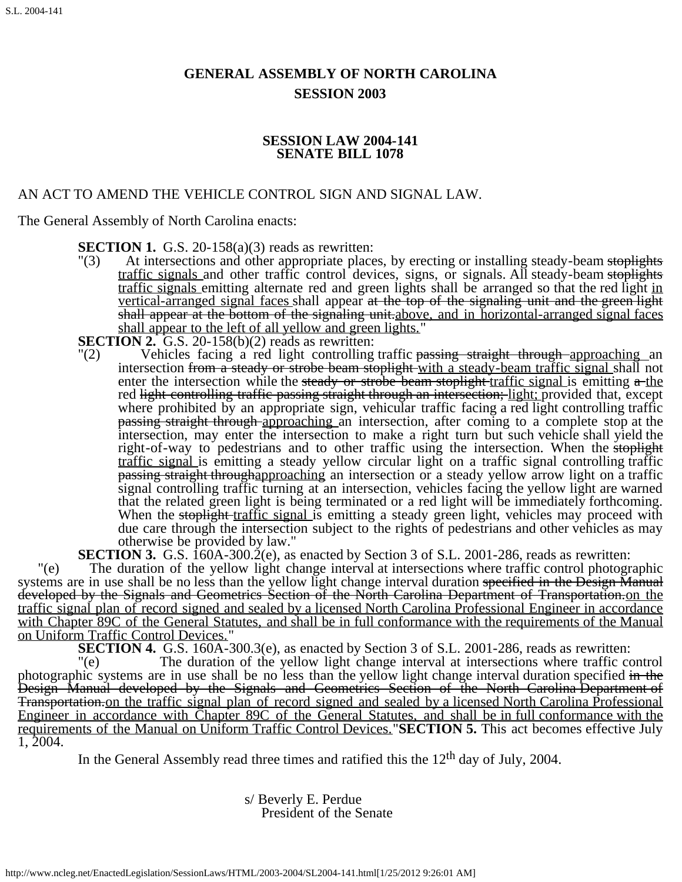# GENERAL ASSEMBLY OF NORTH CAROLINA
# SESSION 2003

## SESSION LAW 2004-141
## SENATE BILL 1078

AN ACT TO AMEND THE VEHICLE CONTROL SIGN AND SIGNAL LAW.

The General Assembly of North Carolina enacts:

**SECTION 1.** G.S. 20-158(a)(3) reads as rewritten:

"(3) At intersections and other appropriate places, by erecting or installing steady-beam ~~stoplights~~ <u>traffic signals</u> and other traffic control devices, signs, or signals. All steady-beam ~~stoplights~~ <u>traffic signals</u> emitting alternate red and green lights shall be arranged so that the red light <u>in vertical-arranged signal faces</u> shall appear ~~at the top of the signaling unit and the green light shall appear at the bottom of the signaling unit.~~<u>above, and in horizontal-arranged signal faces shall appear to the left of all yellow and green lights.</u>"

**SECTION 2.** G.S. 20-158(b)(2) reads as rewritten:

"(2) Vehicles facing a red light controlling traffic ~~passing straight through~~ <u>approaching</u> an intersection ~~from a steady or strobe beam stoplight~~ <u>with a steady-beam traffic signal</u> shall not enter the intersection while the ~~steady or strobe beam stoplight~~ <u>traffic signal</u> is emitting ~~a~~ <u>the</u> red ~~light controlling traffic passing straight through an intersection;~~ <u>light;</u> provided that, except where prohibited by an appropriate sign, vehicular traffic facing a red light controlling traffic ~~passing straight through~~ <u>approaching</u> an intersection, after coming to a complete stop at the intersection, may enter the intersection to make a right turn but such vehicle shall yield the right-of-way to pedestrians and to other traffic using the intersection. When the ~~stoplight~~ <u>traffic signal</u> is emitting a steady yellow circular light on a traffic signal controlling traffic ~~passing straight through~~<u>approaching</u> an intersection or a steady yellow arrow light on a traffic signal controlling traffic turning at an intersection, vehicles facing the yellow light are warned that the related green light is being terminated or a red light will be immediately forthcoming. When the ~~stoplight~~ <u>traffic signal</u> is emitting a steady green light, vehicles may proceed with due care through the intersection subject to the rights of pedestrians and other vehicles as may otherwise be provided by law."

**SECTION 3.** G.S. 160A-300.2(e), as enacted by Section 3 of S.L. 2001-286, reads as rewritten:

"(e) The duration of the yellow light change interval at intersections where traffic control photographic systems are in use shall be no less than the yellow light change interval duration ~~specified in the Design Manual developed by the Signals and Geometrics Section of the North Carolina Department of Transportation.~~<u>on the traffic signal plan of record signed and sealed by a licensed North Carolina Professional Engineer in accordance with Chapter 89C of the General Statutes, and shall be in full conformance with the requirements of the Manual on Uniform Traffic Control Devices.</u>"

**SECTION 4.** G.S. 160A-300.3(e), as enacted by Section 3 of S.L. 2001-286, reads as rewritten:

"(e) The duration of the yellow light change interval at intersections where traffic control photographic systems are in use shall be no less than the yellow light change interval duration specified ~~in the Design Manual developed by the Signals and Geometrics Section of the North Carolina Department of Transportation.~~<u>on the traffic signal plan of record signed and sealed by a licensed North Carolina Professional Engineer in accordance with Chapter 89C of the General Statutes, and shall be in full conformance with the requirements of the Manual on Uniform Traffic Control Devices.</u>"

**SECTION 5.** This act becomes effective July 1, 2004.

In the General Assembly read three times and ratified this the 12th day of July, 2004.

s/ Beverly E. Perdue
President of the Senate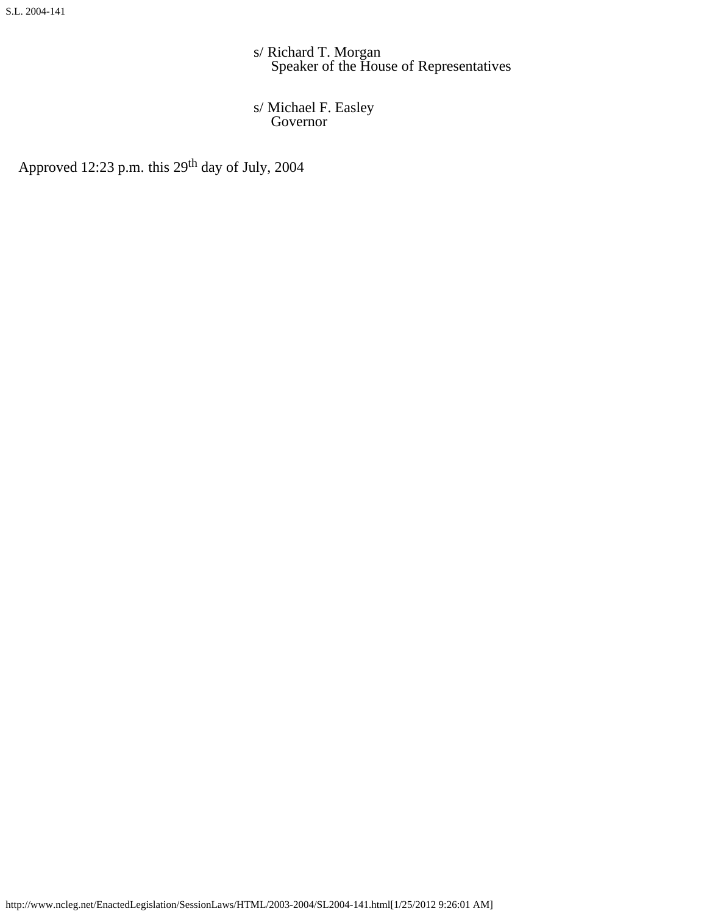s/ Richard T. Morgan
Speaker of the House of Representatives

s/ Michael F. Easley
Governor

Approved 12:23 p.m. this 29th day of July, 2004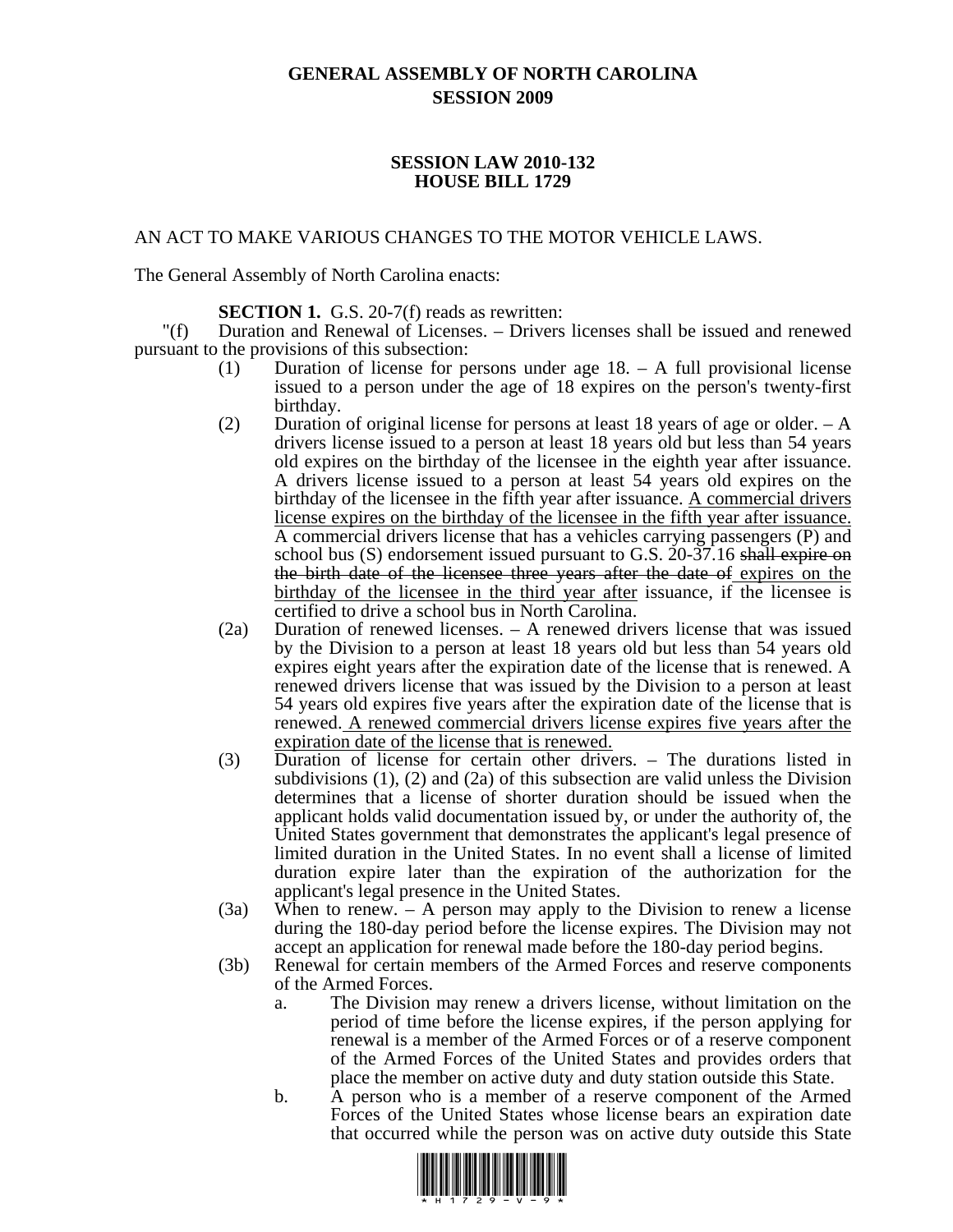# GENERAL ASSEMBLY OF NORTH CAROLINA
## SESSION 2009

### SESSION LAW 2010-132
### HOUSE BILL 1729

AN ACT TO MAKE VARIOUS CHANGES TO THE MOTOR VEHICLE LAWS.

The General Assembly of North Carolina enacts:

**SECTION 1.** G.S. 20-7(f) reads as rewritten:

"(f) Duration and Renewal of Licenses. – Drivers licenses shall be issued and renewed pursuant to the provisions of this subsection:

(1) Duration of license for persons under age 18. – A full provisional license issued to a person under the age of 18 expires on the person's twenty-first birthday.

(2) Duration of original license for persons at least 18 years of age or older. – A drivers license issued to a person at least 18 years old but less than 54 years old expires on the birthday of the licensee in the eighth year after issuance. A drivers license issued to a person at least 54 years old expires on the birthday of the licensee in the fifth year after issuance. <u>A commercial drivers license expires on the birthday of the licensee in the fifth year after issuance.</u> A commercial drivers license that has a vehicles carrying passengers (P) and school bus (S) endorsement issued pursuant to G.S. 20-37.16 ~~shall expire on the birth date of the licensee three years after the date of~~ <u>expires on the birthday of the licensee in the third year after</u> issuance, if the licensee is certified to drive a school bus in North Carolina.

(2a) Duration of renewed licenses. – A renewed drivers license that was issued by the Division to a person at least 18 years old but less than 54 years old expires eight years after the expiration date of the license that is renewed. A renewed drivers license that was issued by the Division to a person at least 54 years old expires five years after the expiration date of the license that is renewed. <u>A renewed commercial drivers license expires five years after the expiration date of the license that is renewed.</u>

(3) Duration of license for certain other drivers. – The durations listed in subdivisions (1), (2) and (2a) of this subsection are valid unless the Division determines that a license of shorter duration should be issued when the applicant holds valid documentation issued by, or under the authority of, the United States government that demonstrates the applicant's legal presence of limited duration in the United States. In no event shall a license of limited duration expire later than the expiration of the authorization for the applicant's legal presence in the United States.

(3a) When to renew. – A person may apply to the Division to renew a license during the 180-day period before the license expires. The Division may not accept an application for renewal made before the 180-day period begins.

(3b) Renewal for certain members of the Armed Forces and reserve components of the Armed Forces.

a. The Division may renew a drivers license, without limitation on the period of time before the license expires, if the person applying for renewal is a member of the Armed Forces or of a reserve component of the Armed Forces of the United States and provides orders that place the member on active duty and duty station outside this State.

b. A person who is a member of a reserve component of the Armed Forces of the United States whose license bears an expiration date that occurred while the person was on active duty outside this State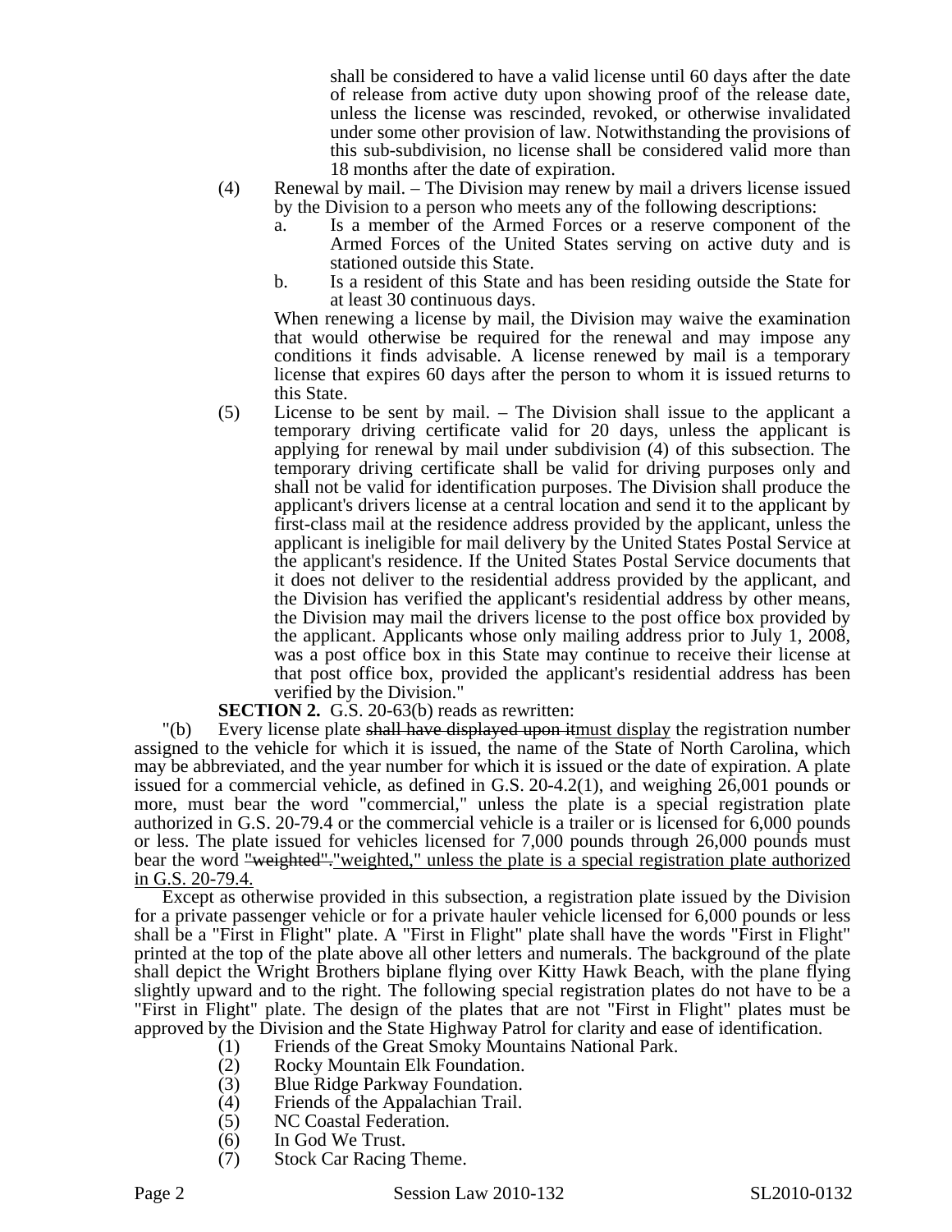shall be considered to have a valid license until 60 days after the date of release from active duty upon showing proof of the release date, unless the license was rescinded, revoked, or otherwise invalidated under some other provision of law. Notwithstanding the provisions of this sub-subdivision, no license shall be considered valid more than 18 months after the date of expiration.

(4) Renewal by mail. – The Division may renew by mail a drivers license issued by the Division to a person who meets any of the following descriptions:

a. Is a member of the Armed Forces or a reserve component of the Armed Forces of the United States serving on active duty and is stationed outside this State.

b. Is a resident of this State and has been residing outside the State for at least 30 continuous days.

When renewing a license by mail, the Division may waive the examination that would otherwise be required for the renewal and may impose any conditions it finds advisable. A license renewed by mail is a temporary license that expires 60 days after the person to whom it is issued returns to this State.

(5) License to be sent by mail. – The Division shall issue to the applicant a temporary driving certificate valid for 20 days, unless the applicant is applying for renewal by mail under subdivision (4) of this subsection. The temporary driving certificate shall be valid for driving purposes only and shall not be valid for identification purposes. The Division shall produce the applicant's drivers license at a central location and send it to the applicant by first-class mail at the residence address provided by the applicant, unless the applicant is ineligible for mail delivery by the United States Postal Service at the applicant's residence. If the United States Postal Service documents that it does not deliver to the residential address provided by the applicant, and the Division has verified the applicant's residential address by other means, the Division may mail the drivers license to the post office box provided by the applicant. Applicants whose only mailing address prior to July 1, 2008, was a post office box in this State may continue to receive their license at that post office box, provided the applicant's residential address has been verified by the Division."

**SECTION 2.** G.S. 20-63(b) reads as rewritten:

"(b) Every license plate ~~shall have displayed upon it~~must display the registration number assigned to the vehicle for which it is issued, the name of the State of North Carolina, which may be abbreviated, and the year number for which it is issued or the date of expiration. A plate issued for a commercial vehicle, as defined in G.S. 20-4.2(1), and weighing 26,001 pounds or more, must bear the word "commercial," unless the plate is a special registration plate authorized in G.S. 20-79.4 or the commercial vehicle is a trailer or is licensed for 6,000 pounds or less. The plate issued for vehicles licensed for 7,000 pounds through 26,000 pounds must bear the word ~~"weighted".~~"weighted," unless the plate is a special registration plate authorized in G.S. 20-79.4.

Except as otherwise provided in this subsection, a registration plate issued by the Division for a private passenger vehicle or for a private hauler vehicle licensed for 6,000 pounds or less shall be a "First in Flight" plate. A "First in Flight" plate shall have the words "First in Flight" printed at the top of the plate above all other letters and numerals. The background of the plate shall depict the Wright Brothers biplane flying over Kitty Hawk Beach, with the plane flying slightly upward and to the right. The following special registration plates do not have to be a "First in Flight" plate. The design of the plates that are not "First in Flight" plates must be approved by the Division and the State Highway Patrol for clarity and ease of identification.

(1) Friends of the Great Smoky Mountains National Park.
(2) Rocky Mountain Elk Foundation.
(3) Blue Ridge Parkway Foundation.
(4) Friends of the Appalachian Trail.
(5) NC Coastal Federation.
(6) In God We Trust.
(7) Stock Car Racing Theme.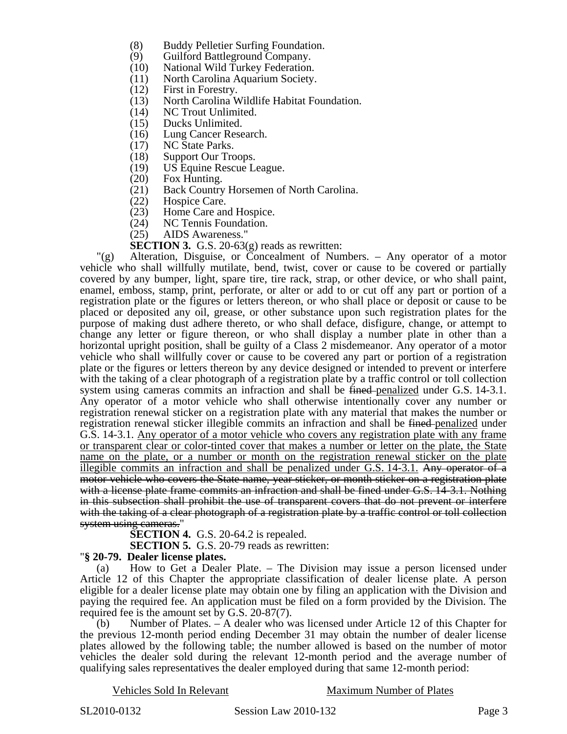(8) Buddy Pelletier Surfing Foundation.
(9) Guilford Battleground Company.
(10) National Wild Turkey Federation.
(11) North Carolina Aquarium Society.
(12) First in Forestry.
(13) North Carolina Wildlife Habitat Foundation.
(14) NC Trout Unlimited.
(15) Ducks Unlimited.
(16) Lung Cancer Research.
(17) NC State Parks.
(18) Support Our Troops.
(19) US Equine Rescue League.
(20) Fox Hunting.
(21) Back Country Horsemen of North Carolina.
(22) Hospice Care.
(23) Home Care and Hospice.
(24) NC Tennis Foundation.
(25) AIDS Awareness."

**SECTION 3.** G.S. 20-63(g) reads as rewritten:

"(g) Alteration, Disguise, or Concealment of Numbers. – Any operator of a motor vehicle who shall willfully mutilate, bend, twist, cover or cause to be covered or partially covered by any bumper, light, spare tire, tire rack, strap, or other device, or who shall paint, enamel, emboss, stamp, print, perforate, or alter or add to or cut off any part or portion of a registration plate or the figures or letters thereon, or who shall place or deposit or cause to be placed or deposited any oil, grease, or other substance upon such registration plates for the purpose of making dust adhere thereto, or who shall deface, disfigure, change, or attempt to change any letter or figure thereon, or who shall display a number plate in other than a horizontal upright position, shall be guilty of a Class 2 misdemeanor. Any operator of a motor vehicle who shall willfully cover or cause to be covered any part or portion of a registration plate or the figures or letters thereon by any device designed or intended to prevent or interfere with the taking of a clear photograph of a registration plate by a traffic control or toll collection system using cameras commits an infraction and shall be ~~fined~~ penalized under G.S. 14-3.1. Any operator of a motor vehicle who shall otherwise intentionally cover any number or registration renewal sticker on a registration plate with any material that makes the number or registration renewal sticker illegible commits an infraction and shall be ~~fined~~ penalized under G.S. 14-3.1. Any operator of a motor vehicle who covers any registration plate with any frame or transparent clear or color-tinted cover that makes a number or letter on the plate, the State name on the plate, or a number or month on the registration renewal sticker on the plate illegible commits an infraction and shall be penalized under G.S. 14-3.1. ~~Any operator of a motor vehicle who covers the State name, year sticker, or month sticker on a registration plate with a license plate frame commits an infraction and shall be fined under G.S. 14-3.1. Nothing in this subsection shall prohibit the use of transparent covers that do not prevent or interfere with the taking of a clear photograph of a registration plate by a traffic control or toll collection system using cameras.~~"

**SECTION 4.** G.S. 20-64.2 is repealed.

**SECTION 5.** G.S. 20-79 reads as rewritten:

"**§ 20-79. Dealer license plates.**

(a) How to Get a Dealer Plate. – The Division may issue a person licensed under Article 12 of this Chapter the appropriate classification of dealer license plate. A person eligible for a dealer license plate may obtain one by filing an application with the Division and paying the required fee. An application must be filed on a form provided by the Division. The required fee is the amount set by G.S. 20-87(7).

(b) Number of Plates. – A dealer who was licensed under Article 12 of this Chapter for the previous 12-month period ending December 31 may obtain the number of dealer license plates allowed by the following table; the number allowed is based on the number of motor vehicles the dealer sold during the relevant 12-month period and the average number of qualifying sales representatives the dealer employed during that same 12-month period:

| Vehicles Sold In Relevant | Maximum Number of Plates |
|---|---|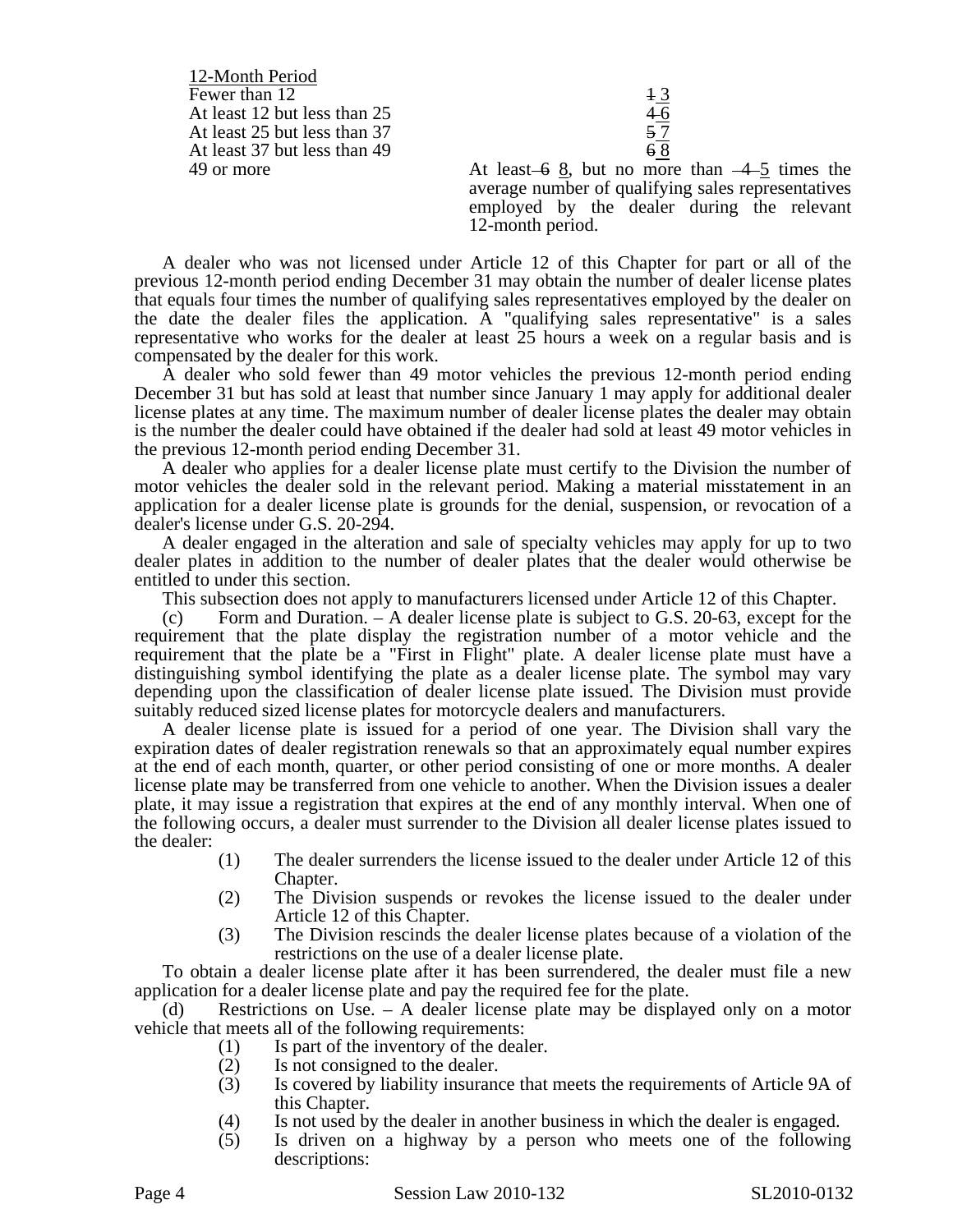| 12-Month Period | |
|---|---|
| Fewer than 12 | ~~1~~ 3 |
| At least 12 but less than 25 | ~~4~~ 6 |
| At least 25 but less than 37 | ~~5~~ 7 |
| At least 37 but less than 49 | ~~6~~ 8 |
| 49 or more | At least ~~6~~ 8, but no more than ~~4~~ 5 times the average number of qualifying sales representatives employed by the dealer during the relevant 12-month period. |

A dealer who was not licensed under Article 12 of this Chapter for part or all of the previous 12-month period ending December 31 may obtain the number of dealer license plates that equals four times the number of qualifying sales representatives employed by the dealer on the date the dealer files the application. A "qualifying sales representative" is a sales representative who works for the dealer at least 25 hours a week on a regular basis and is compensated by the dealer for this work.

A dealer who sold fewer than 49 motor vehicles the previous 12-month period ending December 31 but has sold at least that number since January 1 may apply for additional dealer license plates at any time. The maximum number of dealer license plates the dealer may obtain is the number the dealer could have obtained if the dealer had sold at least 49 motor vehicles in the previous 12-month period ending December 31.

A dealer who applies for a dealer license plate must certify to the Division the number of motor vehicles the dealer sold in the relevant period. Making a material misstatement in an application for a dealer license plate is grounds for the denial, suspension, or revocation of a dealer's license under G.S. 20-294.

A dealer engaged in the alteration and sale of specialty vehicles may apply for up to two dealer plates in addition to the number of dealer plates that the dealer would otherwise be entitled to under this section.

This subsection does not apply to manufacturers licensed under Article 12 of this Chapter.

(c) Form and Duration. – A dealer license plate is subject to G.S. 20-63, except for the requirement that the plate display the registration number of a motor vehicle and the requirement that the plate be a "First in Flight" plate. A dealer license plate must have a distinguishing symbol identifying the plate as a dealer license plate. The symbol may vary depending upon the classification of dealer license plate issued. The Division must provide suitably reduced sized license plates for motorcycle dealers and manufacturers.

A dealer license plate is issued for a period of one year. The Division shall vary the expiration dates of dealer registration renewals so that an approximately equal number expires at the end of each month, quarter, or other period consisting of one or more months. A dealer license plate may be transferred from one vehicle to another. When the Division issues a dealer plate, it may issue a registration that expires at the end of any monthly interval. When one of the following occurs, a dealer must surrender to the Division all dealer license plates issued to the dealer:

(1) The dealer surrenders the license issued to the dealer under Article 12 of this Chapter.
(2) The Division suspends or revokes the license issued to the dealer under Article 12 of this Chapter.
(3) The Division rescinds the dealer license plates because of a violation of the restrictions on the use of a dealer license plate.

To obtain a dealer license plate after it has been surrendered, the dealer must file a new application for a dealer license plate and pay the required fee for the plate.

(d) Restrictions on Use. – A dealer license plate may be displayed only on a motor vehicle that meets all of the following requirements:

(1) Is part of the inventory of the dealer.
(2) Is not consigned to the dealer.
(3) Is covered by liability insurance that meets the requirements of Article 9A of this Chapter.
(4) Is not used by the dealer in another business in which the dealer is engaged.
(5) Is driven on a highway by a person who meets one of the following descriptions: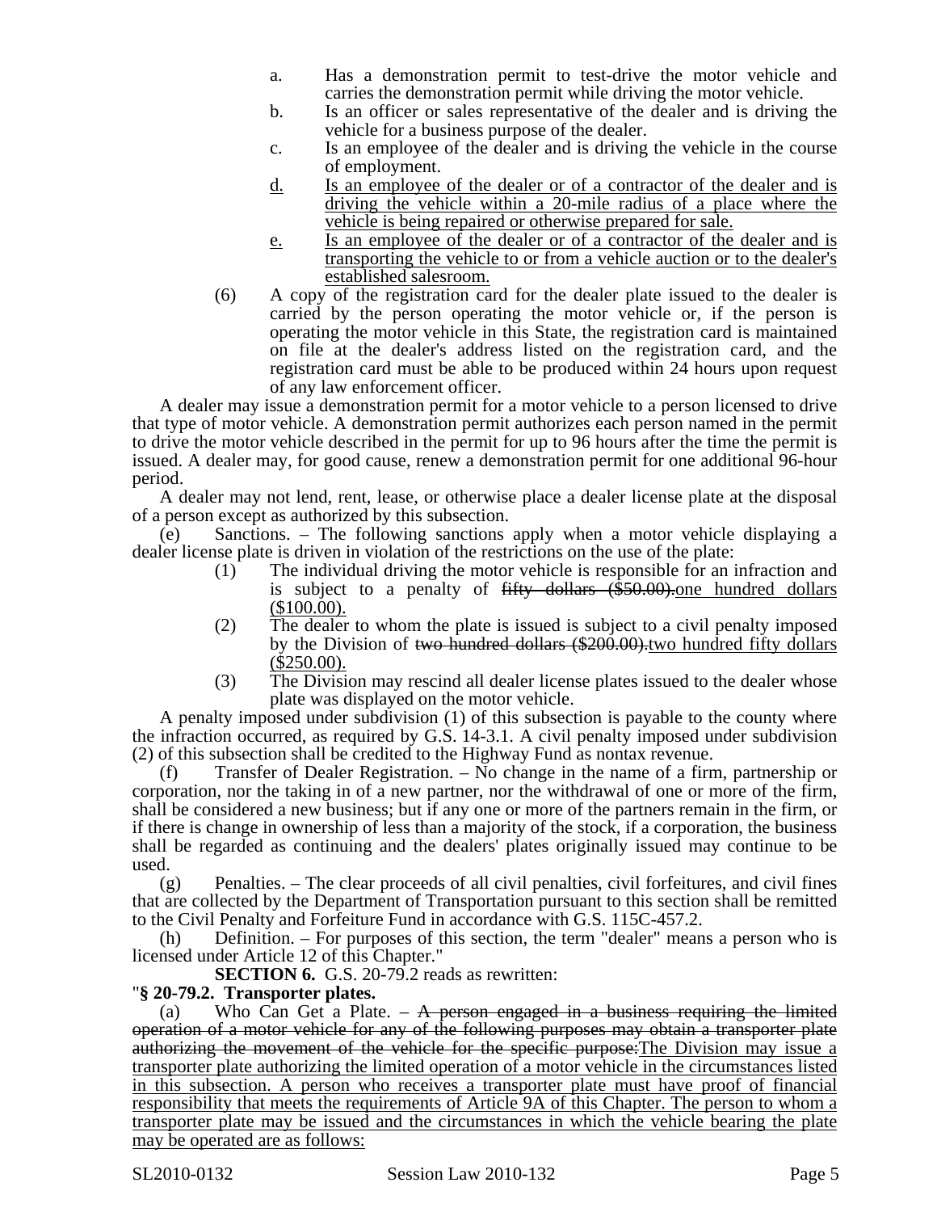a. Has a demonstration permit to test-drive the motor vehicle and carries the demonstration permit while driving the motor vehicle.

b. Is an officer or sales representative of the dealer and is driving the vehicle for a business purpose of the dealer.

c. Is an employee of the dealer and is driving the vehicle in the course of employment.

<u>d.</u> <u>Is an employee of the dealer or of a contractor of the dealer and is driving the vehicle within a 20-mile radius of a place where the vehicle is being repaired or otherwise prepared for sale.</u>

<u>e.</u> <u>Is an employee of the dealer or of a contractor of the dealer and is transporting the vehicle to or from a vehicle auction or to the dealer's established salesroom.</u>

(6) A copy of the registration card for the dealer plate issued to the dealer is carried by the person operating the motor vehicle or, if the person is operating the motor vehicle in this State, the registration card is maintained on file at the dealer's address listed on the registration card, and the registration card must be able to be produced within 24 hours upon request of any law enforcement officer.

A dealer may issue a demonstration permit for a motor vehicle to a person licensed to drive that type of motor vehicle. A demonstration permit authorizes each person named in the permit to drive the motor vehicle described in the permit for up to 96 hours after the time the permit is issued. A dealer may, for good cause, renew a demonstration permit for one additional 96-hour period.

A dealer may not lend, rent, lease, or otherwise place a dealer license plate at the disposal of a person except as authorized by this subsection.

(e) Sanctions. – The following sanctions apply when a motor vehicle displaying a dealer license plate is driven in violation of the restrictions on the use of the plate:

(1) The individual driving the motor vehicle is responsible for an infraction and is subject to a penalty of ~~fifty dollars ($50.00).~~<u>one hundred dollars ($100.00).</u>

(2) The dealer to whom the plate is issued is subject to a civil penalty imposed by the Division of ~~two hundred dollars ($200.00).~~<u>two hundred fifty dollars ($250.00).</u>

(3) The Division may rescind all dealer license plates issued to the dealer whose plate was displayed on the motor vehicle.

A penalty imposed under subdivision (1) of this subsection is payable to the county where the infraction occurred, as required by G.S. 14-3.1. A civil penalty imposed under subdivision (2) of this subsection shall be credited to the Highway Fund as nontax revenue.

(f) Transfer of Dealer Registration. – No change in the name of a firm, partnership or corporation, nor the taking in of a new partner, nor the withdrawal of one or more of the firm, shall be considered a new business; but if any one or more of the partners remain in the firm, or if there is change in ownership of less than a majority of the stock, if a corporation, the business shall be regarded as continuing and the dealers' plates originally issued may continue to be used.

(g) Penalties. – The clear proceeds of all civil penalties, civil forfeitures, and civil fines that are collected by the Department of Transportation pursuant to this section shall be remitted to the Civil Penalty and Forfeiture Fund in accordance with G.S. 115C-457.2.

(h) Definition. – For purposes of this section, the term "dealer" means a person who is licensed under Article 12 of this Chapter."

**SECTION 6.** G.S. 20-79.2 reads as rewritten:

"**§ 20-79.2. Transporter plates.**

(a) Who Can Get a Plate. – ~~A person engaged in a business requiring the limited operation of a motor vehicle for any of the following purposes may obtain a transporter plate authorizing the movement of the vehicle for the specific purpose:~~<u>The Division may issue a transporter plate authorizing the limited operation of a motor vehicle in the circumstances listed in this subsection. A person who receives a transporter plate must have proof of financial responsibility that meets the requirements of Article 9A of this Chapter. The person to whom a transporter plate may be issued and the circumstances in which the vehicle bearing the plate may be operated are as follows:</u>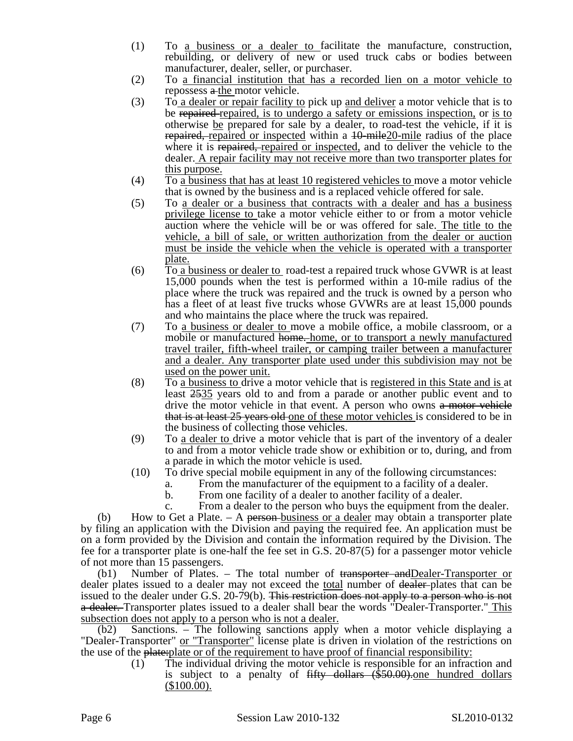(1) To <u>a business or a dealer to</u> facilitate the manufacture, construction, rebuilding, or delivery of new or used truck cabs or bodies between manufacturer, dealer, seller, or purchaser.

(2) To <u>a financial institution that has a recorded lien on a motor vehicle to</u> repossess ~~a~~ <u>the</u> motor vehicle.

(3) To <u>a dealer or repair facility to</u> pick up <u>and deliver</u> a motor vehicle that is to be ~~repaired~~ <u>repaired, is to undergo a safety or emissions inspection,</u> or <u>is to</u> otherwise <u>be</u> prepared for sale by a dealer, to road-test the vehicle, if it is ~~repaired,~~ <u>repaired or inspected</u> within a ~~10-mile~~<u>20-mile</u> radius of the place where it is ~~repaired,~~ <u>repaired or inspected,</u> and to deliver the vehicle to the dealer. <u>A repair facility may not receive more than two transporter plates for this purpose.</u>

(4) To <u>a business that has at least 10 registered vehicles to</u> move a motor vehicle that is owned by the business and is a replaced vehicle offered for sale.

(5) To <u>a dealer or a business that contracts with a dealer and has a business privilege license to</u> take a motor vehicle either to or from a motor vehicle auction where the vehicle will be or was offered for sale. <u>The title to the vehicle, a bill of sale, or written authorization from the dealer or auction must be inside the vehicle when the vehicle is operated with a transporter plate.</u>

(6) To <u>a business or dealer to</u> road-test a repaired truck whose GVWR is at least 15,000 pounds when the test is performed within a 10-mile radius of the place where the truck was repaired and the truck is owned by a person who has a fleet of at least five trucks whose GVWRs are at least 15,000 pounds and who maintains the place where the truck was repaired.

(7) To <u>a business or dealer to</u> move a mobile office, a mobile classroom, or a mobile or manufactured ~~home.~~ <u>home, or to transport a newly manufactured travel trailer, fifth-wheel trailer, or camping trailer between a manufacturer and a dealer. Any transporter plate used under this subdivision may not be used on the power unit.</u>

(8) To <u>a business to</u> drive a motor vehicle that is <u>registered in this State and is</u> at least ~~25~~<u>35</u> years old to and from a parade or another public event and to drive the motor vehicle in that event. A person who owns ~~a motor vehicle that is at least 25 years old~~ <u>one of these motor vehicles</u> is considered to be in the business of collecting those vehicles.

(9) To <u>a dealer to</u> drive a motor vehicle that is part of the inventory of a dealer to and from a motor vehicle trade show or exhibition or to, during, and from a parade in which the motor vehicle is used.

(10) To drive special mobile equipment in any of the following circumstances:

a. From the manufacturer of the equipment to a facility of a dealer.

b. From one facility of a dealer to another facility of a dealer.

c. From a dealer to the person who buys the equipment from the dealer.

(b) How to Get a Plate. – A ~~person~~ <u>business or a dealer</u> may obtain a transporter plate by filing an application with the Division and paying the required fee. An application must be on a form provided by the Division and contain the information required by the Division. The fee for a transporter plate is one-half the fee set in G.S. 20-87(5) for a passenger motor vehicle of not more than 15 passengers.

(b1) Number of Plates. – The total number of ~~transporter and~~<u>Dealer-Transporter or</u> dealer plates issued to a dealer may not exceed the <u>total</u> number of ~~dealer~~ plates that can be issued to the dealer under G.S. 20-79(b). ~~This restriction does not apply to a person who is not a dealer.~~ Transporter plates issued to a dealer shall bear the words "Dealer-Transporter." <u>This subsection does not apply to a person who is not a dealer.</u>

(b2) Sanctions. – The following sanctions apply when a motor vehicle displaying a "Dealer-Transporter" <u>or "Transporter"</u> license plate is driven in violation of the restrictions on the use of the ~~plate:~~<u>plate or of the requirement to have proof of financial responsibility:</u>

(1) The individual driving the motor vehicle is responsible for an infraction and is subject to a penalty of ~~fifty dollars ($50.00).~~<u>one hundred dollars ($100.00).</u>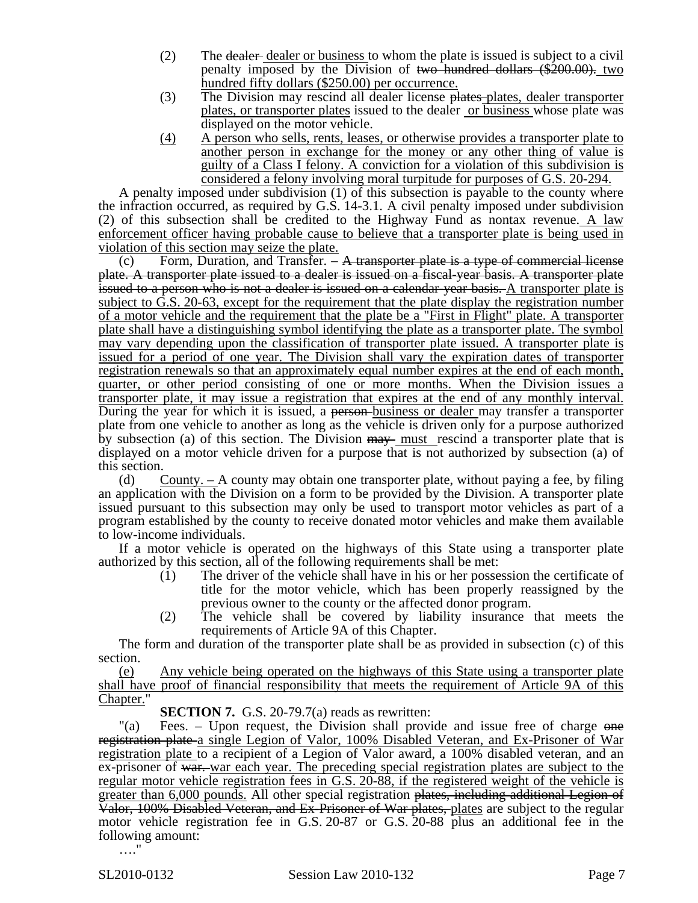(2) The ~~dealer~~ dealer or business to whom the plate is issued is subject to a civil penalty imposed by the Division of ~~two hundred dollars ($200.00).~~ two hundred fifty dollars ($250.00) per occurrence.

(3) The Division may rescind all dealer license ~~plates~~ plates, dealer transporter plates, or transporter plates issued to the dealer or business whose plate was displayed on the motor vehicle.

(4) A person who sells, rents, leases, or otherwise provides a transporter plate to another person in exchange for the money or any other thing of value is guilty of a Class I felony. A conviction for a violation of this subdivision is considered a felony involving moral turpitude for purposes of G.S. 20-294.

A penalty imposed under subdivision (1) of this subsection is payable to the county where the infraction occurred, as required by G.S. 14-3.1. A civil penalty imposed under subdivision (2) of this subsection shall be credited to the Highway Fund as nontax revenue. A law enforcement officer having probable cause to believe that a transporter plate is being used in violation of this section may seize the plate.

(c) Form, Duration, and Transfer. – ~~A transporter plate is a type of commercial license plate. A transporter plate issued to a dealer is issued on a fiscal-year basis. A transporter plate issued to a person who is not a dealer is issued on a calendar-year basis.~~ A transporter plate is subject to G.S. 20-63, except for the requirement that the plate display the registration number of a motor vehicle and the requirement that the plate be a "First in Flight" plate. A transporter plate shall have a distinguishing symbol identifying the plate as a transporter plate. The symbol may vary depending upon the classification of transporter plate issued. A transporter plate is issued for a period of one year. The Division shall vary the expiration dates of transporter registration renewals so that an approximately equal number expires at the end of each month, quarter, or other period consisting of one or more months. When the Division issues a transporter plate, it may issue a registration that expires at the end of any monthly interval. During the year for which it is issued, a ~~person~~ business or dealer may transfer a transporter plate from one vehicle to another as long as the vehicle is driven only for a purpose authorized by subsection (a) of this section. The Division ~~may~~ must rescind a transporter plate that is displayed on a motor vehicle driven for a purpose that is not authorized by subsection (a) of this section.

(d) County. – A county may obtain one transporter plate, without paying a fee, by filing an application with the Division on a form to be provided by the Division. A transporter plate issued pursuant to this subsection may only be used to transport motor vehicles as part of a program established by the county to receive donated motor vehicles and make them available to low-income individuals.

If a motor vehicle is operated on the highways of this State using a transporter plate authorized by this section, all of the following requirements shall be met:

(1) The driver of the vehicle shall have in his or her possession the certificate of title for the motor vehicle, which has been properly reassigned by the previous owner to the county or the affected donor program.

(2) The vehicle shall be covered by liability insurance that meets the requirements of Article 9A of this Chapter.

The form and duration of the transporter plate shall be as provided in subsection (c) of this section.

(e) Any vehicle being operated on the highways of this State using a transporter plate shall have proof of financial responsibility that meets the requirement of Article 9A of this Chapter."

**SECTION 7.** G.S. 20-79.7(a) reads as rewritten:

"(a) Fees. – Upon request, the Division shall provide and issue free of charge ~~one registration plate~~ a single Legion of Valor, 100% Disabled Veteran, and Ex-Prisoner of War registration plate to a recipient of a Legion of Valor award, a 100% disabled veteran, and an ex-prisoner of ~~war.~~ war each year. The preceding special registration plates are subject to the regular motor vehicle registration fees in G.S. 20-88, if the registered weight of the vehicle is greater than 6,000 pounds. All other special registration ~~plates, including additional Legion of Valor, 100% Disabled Veteran, and Ex-Prisoner of War plates,~~ plates are subject to the regular motor vehicle registration fee in G.S. 20-87 or G.S. 20-88 plus an additional fee in the following amount:

…."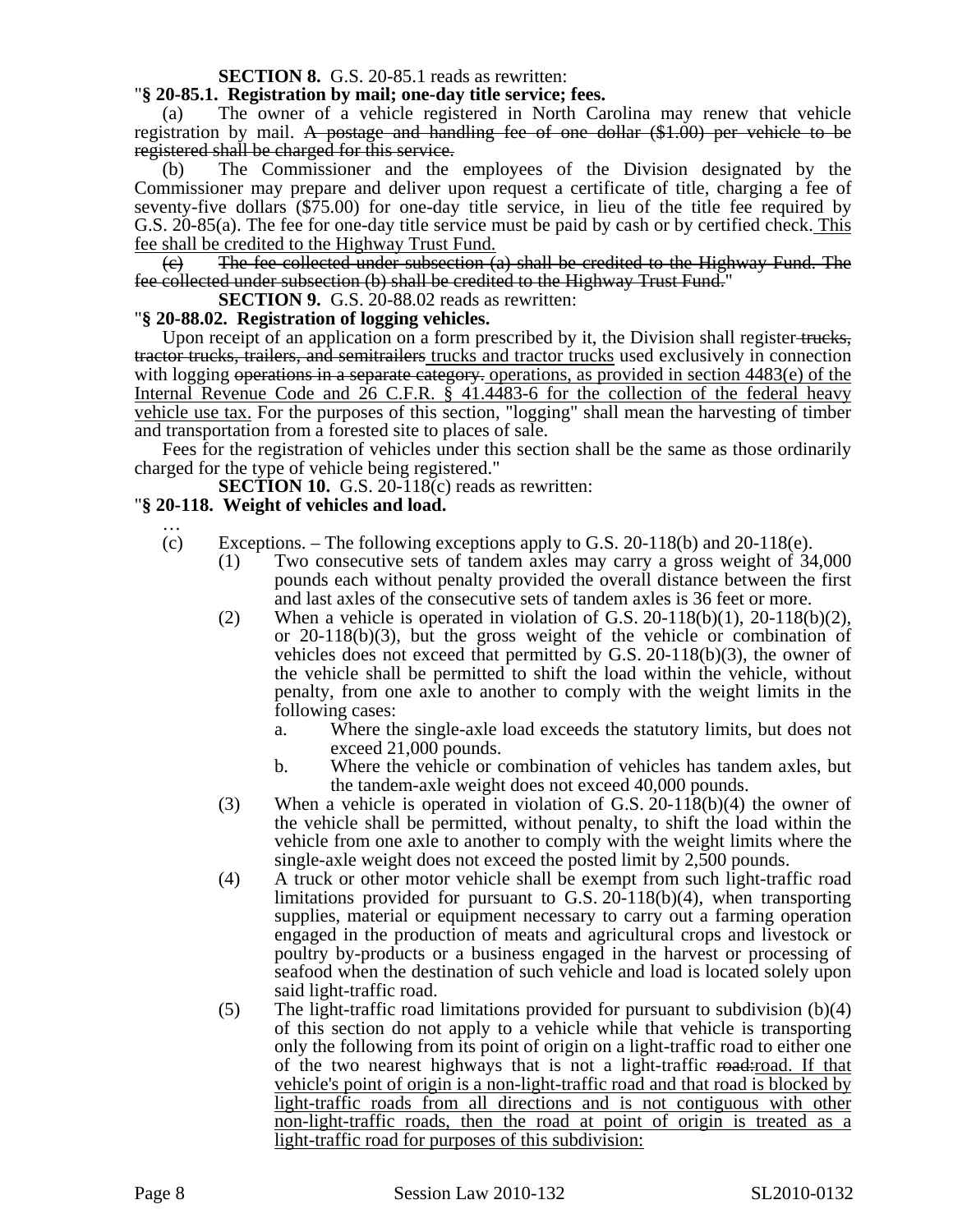**SECTION 8.** G.S. 20-85.1 reads as rewritten:

"**§ 20-85.1. Registration by mail; one-day title service; fees.**

(a) The owner of a vehicle registered in North Carolina may renew that vehicle registration by mail. ~~A postage and handling fee of one dollar ($1.00) per vehicle to be registered shall be charged for this service.~~

(b) The Commissioner and the employees of the Division designated by the Commissioner may prepare and deliver upon request a certificate of title, charging a fee of seventy-five dollars ($75.00) for one-day title service, in lieu of the title fee required by G.S. 20-85(a). The fee for one-day title service must be paid by cash or by certified check. <u>This fee shall be credited to the Highway Trust Fund.</u>

~~(c) The fee collected under subsection (a) shall be credited to the Highway Fund. The fee collected under subsection (b) shall be credited to the Highway Trust Fund.~~"

**SECTION 9.** G.S. 20-88.02 reads as rewritten:

"**§ 20-88.02. Registration of logging vehicles.**

Upon receipt of an application on a form prescribed by it, the Division shall register ~~trucks, tractor trucks, trailers, and semitrailers~~ <u>trucks and tractor trucks</u> used exclusively in connection with logging ~~operations in a separate category.~~ <u>operations, as provided in section 4483(e) of the Internal Revenue Code and 26 C.F.R. § 41.4483-6 for the collection of the federal heavy vehicle use tax.</u> For the purposes of this section, "logging" shall mean the harvesting of timber and transportation from a forested site to places of sale.

Fees for the registration of vehicles under this section shall be the same as those ordinarily charged for the type of vehicle being registered."

**SECTION 10.** G.S. 20-118(c) reads as rewritten:

"**§ 20-118. Weight of vehicles and load.**

…

(c) Exceptions. – The following exceptions apply to G.S. 20-118(b) and 20-118(e).

(1) Two consecutive sets of tandem axles may carry a gross weight of 34,000 pounds each without penalty provided the overall distance between the first and last axles of the consecutive sets of tandem axles is 36 feet or more.

(2) When a vehicle is operated in violation of G.S. 20-118(b)(1), 20-118(b)(2), or 20-118(b)(3), but the gross weight of the vehicle or combination of vehicles does not exceed that permitted by G.S. 20-118(b)(3), the owner of the vehicle shall be permitted to shift the load within the vehicle, without penalty, from one axle to another to comply with the weight limits in the following cases:

a. Where the single-axle load exceeds the statutory limits, but does not exceed 21,000 pounds.

b. Where the vehicle or combination of vehicles has tandem axles, but the tandem-axle weight does not exceed 40,000 pounds.

(3) When a vehicle is operated in violation of G.S. 20-118(b)(4) the owner of the vehicle shall be permitted, without penalty, to shift the load within the vehicle from one axle to another to comply with the weight limits where the single-axle weight does not exceed the posted limit by 2,500 pounds.

(4) A truck or other motor vehicle shall be exempt from such light-traffic road limitations provided for pursuant to G.S. 20-118(b)(4), when transporting supplies, material or equipment necessary to carry out a farming operation engaged in the production of meats and agricultural crops and livestock or poultry by-products or a business engaged in the harvest or processing of seafood when the destination of such vehicle and load is located solely upon said light-traffic road.

(5) The light-traffic road limitations provided for pursuant to subdivision (b)(4) of this section do not apply to a vehicle while that vehicle is transporting only the following from its point of origin on a light-traffic road to either one of the two nearest highways that is not a light-traffic ~~road:~~<u>road. If that vehicle's point of origin is a non-light-traffic road and that road is blocked by light-traffic roads from all directions and is not contiguous with other non-light-traffic roads, then the road at point of origin is treated as a light-traffic road for purposes of this subdivision:</u>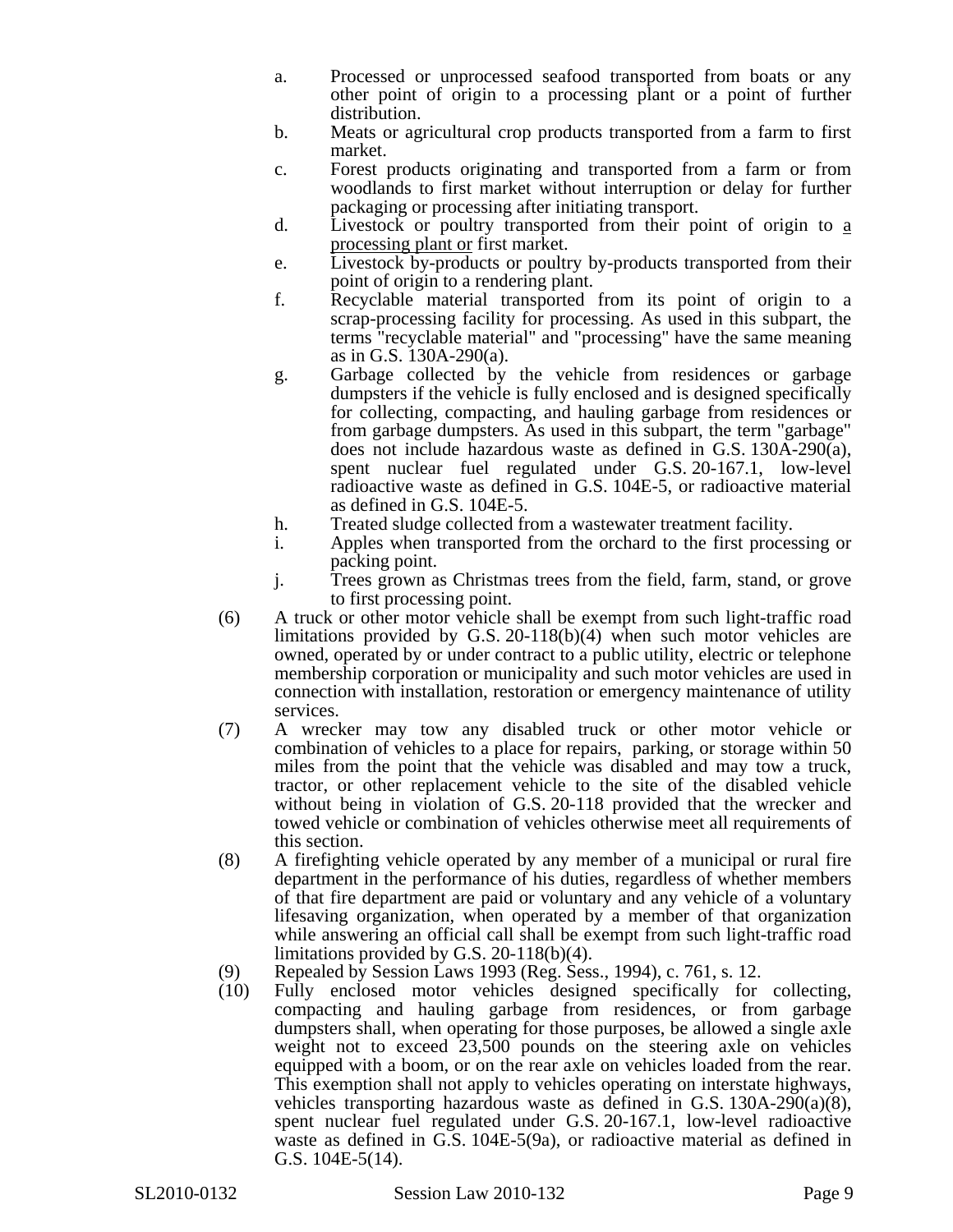a. Processed or unprocessed seafood transported from boats or any other point of origin to a processing plant or a point of further distribution.
b. Meats or agricultural crop products transported from a farm to first market.
c. Forest products originating and transported from a farm or from woodlands to first market without interruption or delay for further packaging or processing after initiating transport.
d. Livestock or poultry transported from their point of origin to <u>a processing plant or</u> first market.
e. Livestock by-products or poultry by-products transported from their point of origin to a rendering plant.
f. Recyclable material transported from its point of origin to a scrap-processing facility for processing. As used in this subpart, the terms "recyclable material" and "processing" have the same meaning as in G.S. 130A-290(a).
g. Garbage collected by the vehicle from residences or garbage dumpsters if the vehicle is fully enclosed and is designed specifically for collecting, compacting, and hauling garbage from residences or from garbage dumpsters. As used in this subpart, the term "garbage" does not include hazardous waste as defined in G.S. 130A-290(a), spent nuclear fuel regulated under G.S. 20-167.1, low-level radioactive waste as defined in G.S. 104E-5, or radioactive material as defined in G.S. 104E-5.
h. Treated sludge collected from a wastewater treatment facility.
i. Apples when transported from the orchard to the first processing or packing point.
j. Trees grown as Christmas trees from the field, farm, stand, or grove to first processing point.

(6) A truck or other motor vehicle shall be exempt from such light-traffic road limitations provided by G.S. 20-118(b)(4) when such motor vehicles are owned, operated by or under contract to a public utility, electric or telephone membership corporation or municipality and such motor vehicles are used in connection with installation, restoration or emergency maintenance of utility services.

(7) A wrecker may tow any disabled truck or other motor vehicle or combination of vehicles to a place for repairs, parking, or storage within 50 miles from the point that the vehicle was disabled and may tow a truck, tractor, or other replacement vehicle to the site of the disabled vehicle without being in violation of G.S. 20-118 provided that the wrecker and towed vehicle or combination of vehicles otherwise meet all requirements of this section.

(8) A firefighting vehicle operated by any member of a municipal or rural fire department in the performance of his duties, regardless of whether members of that fire department are paid or voluntary and any vehicle of a voluntary lifesaving organization, when operated by a member of that organization while answering an official call shall be exempt from such light-traffic road limitations provided by G.S. 20-118(b)(4).

(9) Repealed by Session Laws 1993 (Reg. Sess., 1994), c. 761, s. 12.

(10) Fully enclosed motor vehicles designed specifically for collecting, compacting and hauling garbage from residences, or from garbage dumpsters shall, when operating for those purposes, be allowed a single axle weight not to exceed 23,500 pounds on the steering axle on vehicles equipped with a boom, or on the rear axle on vehicles loaded from the rear. This exemption shall not apply to vehicles operating on interstate highways, vehicles transporting hazardous waste as defined in G.S. 130A-290(a)(8), spent nuclear fuel regulated under G.S. 20-167.1, low-level radioactive waste as defined in G.S. 104E-5(9a), or radioactive material as defined in G.S. 104E-5(14).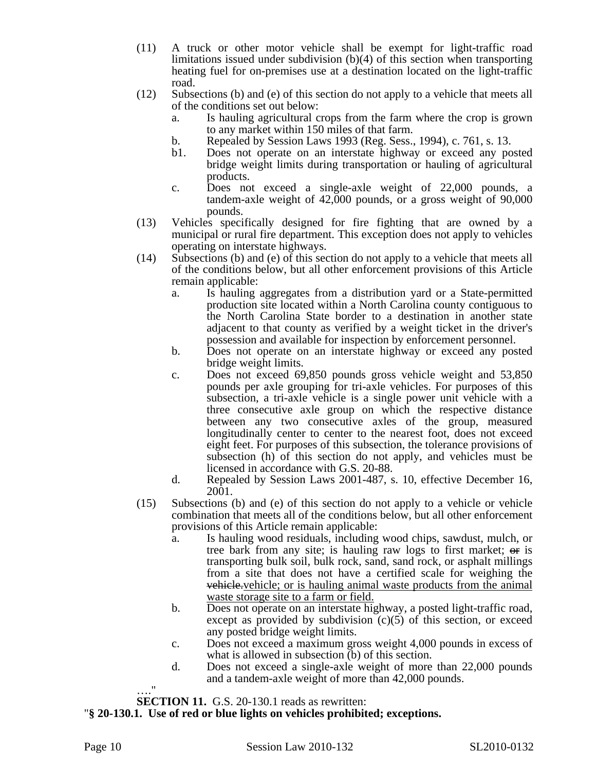(11) A truck or other motor vehicle shall be exempt for light-traffic road limitations issued under subdivision (b)(4) of this section when transporting heating fuel for on-premises use at a destination located on the light-traffic road.

(12) Subsections (b) and (e) of this section do not apply to a vehicle that meets all of the conditions set out below:

a. Is hauling agricultural crops from the farm where the crop is grown to any market within 150 miles of that farm.

b. Repealed by Session Laws 1993 (Reg. Sess., 1994), c. 761, s. 13.

b1. Does not operate on an interstate highway or exceed any posted bridge weight limits during transportation or hauling of agricultural products.

c. Does not exceed a single-axle weight of 22,000 pounds, a tandem-axle weight of 42,000 pounds, or a gross weight of 90,000 pounds.

(13) Vehicles specifically designed for fire fighting that are owned by a municipal or rural fire department. This exception does not apply to vehicles operating on interstate highways.

(14) Subsections (b) and (e) of this section do not apply to a vehicle that meets all of the conditions below, but all other enforcement provisions of this Article remain applicable:

a. Is hauling aggregates from a distribution yard or a State-permitted production site located within a North Carolina county contiguous to the North Carolina State border to a destination in another state adjacent to that county as verified by a weight ticket in the driver's possession and available for inspection by enforcement personnel.

b. Does not operate on an interstate highway or exceed any posted bridge weight limits.

c. Does not exceed 69,850 pounds gross vehicle weight and 53,850 pounds per axle grouping for tri-axle vehicles. For purposes of this subsection, a tri-axle vehicle is a single power unit vehicle with a three consecutive axle group on which the respective distance between any two consecutive axles of the group, measured longitudinally center to center to the nearest foot, does not exceed eight feet. For purposes of this subsection, the tolerance provisions of subsection (h) of this section do not apply, and vehicles must be licensed in accordance with G.S. 20-88.

d. Repealed by Session Laws 2001-487, s. 10, effective December 16, 2001.

(15) Subsections (b) and (e) of this section do not apply to a vehicle or vehicle combination that meets all of the conditions below, but all other enforcement provisions of this Article remain applicable:

a. Is hauling wood residuals, including wood chips, sawdust, mulch, or tree bark from any site; is hauling raw logs to first market; ~~or~~ is transporting bulk soil, bulk rock, sand, sand rock, or asphalt millings from a site that does not have a certified scale for weighing the ~~vehicle.~~<u>vehicle; or is hauling animal waste products from the animal waste storage site to a farm or field.</u>

b. Does not operate on an interstate highway, a posted light-traffic road, except as provided by subdivision (c)(5) of this section, or exceed any posted bridge weight limits.

c. Does not exceed a maximum gross weight 4,000 pounds in excess of what is allowed in subsection (b) of this section.

d. Does not exceed a single-axle weight of more than 22,000 pounds and a tandem-axle weight of more than 42,000 pounds.

…."

**SECTION 11.** G.S. 20-130.1 reads as rewritten:

"**§ 20-130.1. Use of red or blue lights on vehicles prohibited; exceptions.**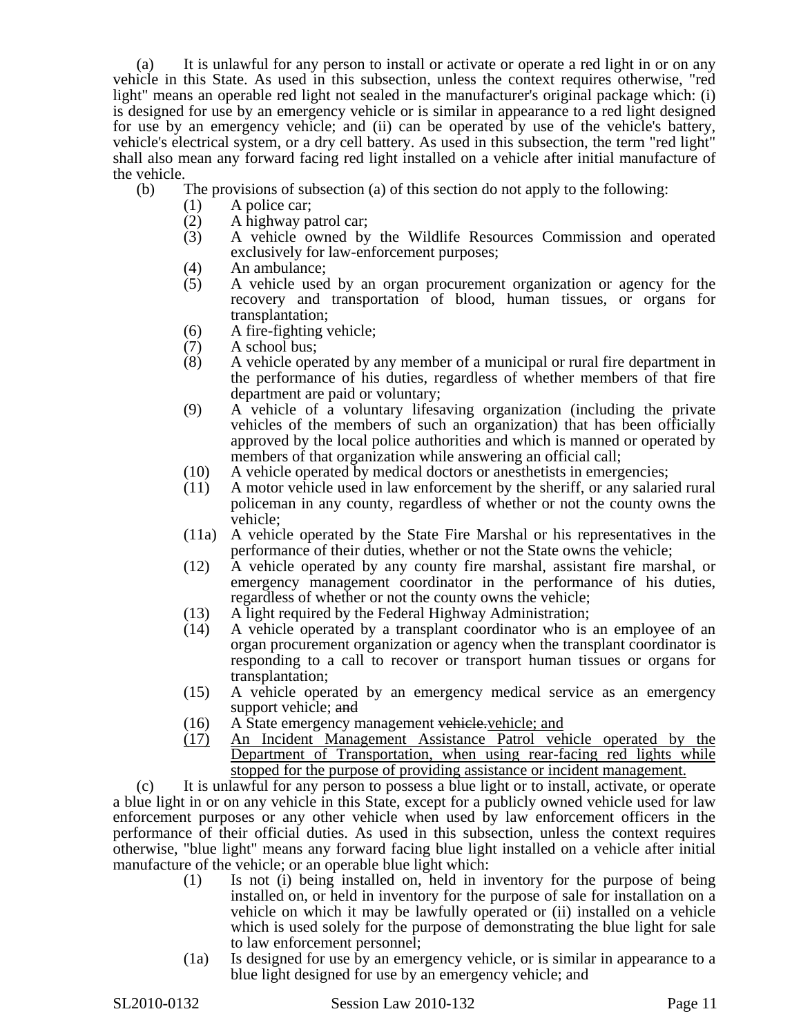(a) It is unlawful for any person to install or activate or operate a red light in or on any vehicle in this State. As used in this subsection, unless the context requires otherwise, "red light" means an operable red light not sealed in the manufacturer's original package which: (i) is designed for use by an emergency vehicle or is similar in appearance to a red light designed for use by an emergency vehicle; and (ii) can be operated by use of the vehicle's battery, vehicle's electrical system, or a dry cell battery. As used in this subsection, the term "red light" shall also mean any forward facing red light installed on a vehicle after initial manufacture of the vehicle.

(b) The provisions of subsection (a) of this section do not apply to the following:

- (1) A police car;
- (2) A highway patrol car;
- (3) A vehicle owned by the Wildlife Resources Commission and operated exclusively for law-enforcement purposes;
- (4) An ambulance;
- (5) A vehicle used by an organ procurement organization or agency for the recovery and transportation of blood, human tissues, or organs for transplantation;
- (6) A fire-fighting vehicle;
- (7) A school bus;
- (8) A vehicle operated by any member of a municipal or rural fire department in the performance of his duties, regardless of whether members of that fire department are paid or voluntary;
- (9) A vehicle of a voluntary lifesaving organization (including the private vehicles of the members of such an organization) that has been officially approved by the local police authorities and which is manned or operated by members of that organization while answering an official call;
- (10) A vehicle operated by medical doctors or anesthetists in emergencies;
- (11) A motor vehicle used in law enforcement by the sheriff, or any salaried rural policeman in any county, regardless of whether or not the county owns the vehicle;
- (11a) A vehicle operated by the State Fire Marshal or his representatives in the performance of their duties, whether or not the State owns the vehicle;
- (12) A vehicle operated by any county fire marshal, assistant fire marshal, or emergency management coordinator in the performance of his duties, regardless of whether or not the county owns the vehicle;
- (13) A light required by the Federal Highway Administration;
- (14) A vehicle operated by a transplant coordinator who is an employee of an organ procurement organization or agency when the transplant coordinator is responding to a call to recover or transport human tissues or organs for transplantation;
- (15) A vehicle operated by an emergency medical service as an emergency support vehicle; ~~and~~
- (16) A State emergency management ~~vehicle.~~<u>vehicle; and</u>
- <u>(17) An Incident Management Assistance Patrol vehicle operated by the Department of Transportation, when using rear-facing red lights while stopped for the purpose of providing assistance or incident management.</u>

(c) It is unlawful for any person to possess a blue light or to install, activate, or operate a blue light in or on any vehicle in this State, except for a publicly owned vehicle used for law enforcement purposes or any other vehicle when used by law enforcement officers in the performance of their official duties. As used in this subsection, unless the context requires otherwise, "blue light" means any forward facing blue light installed on a vehicle after initial manufacture of the vehicle; or an operable blue light which:

- (1) Is not (i) being installed on, held in inventory for the purpose of being installed on, or held in inventory for the purpose of sale for installation on a vehicle on which it may be lawfully operated or (ii) installed on a vehicle which is used solely for the purpose of demonstrating the blue light for sale to law enforcement personnel;
- (1a) Is designed for use by an emergency vehicle, or is similar in appearance to a blue light designed for use by an emergency vehicle; and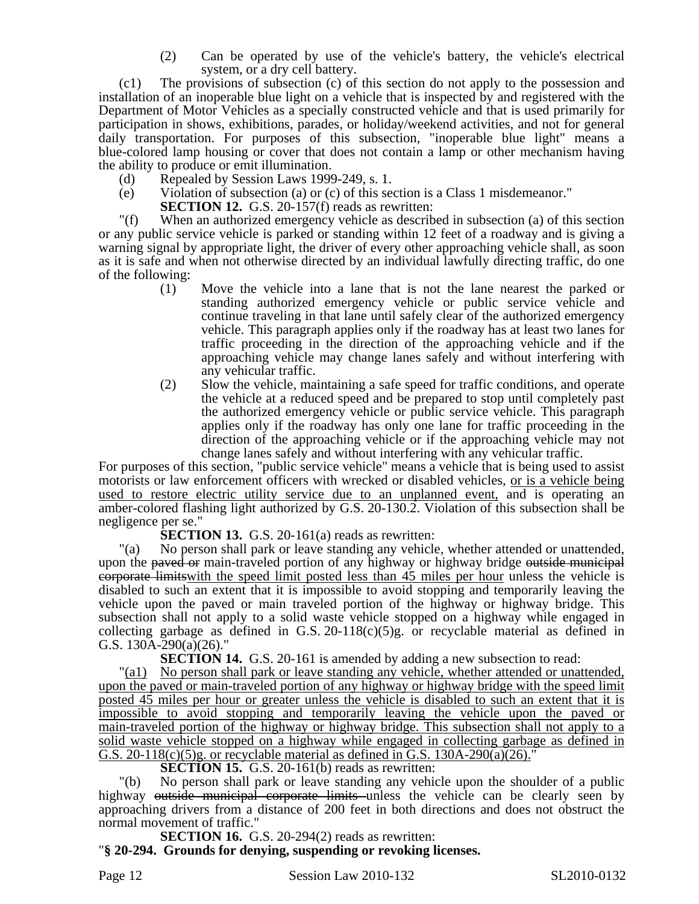(2) Can be operated by use of the vehicle's battery, the vehicle's electrical system, or a dry cell battery.

(c1) The provisions of subsection (c) of this section do not apply to the possession and installation of an inoperable blue light on a vehicle that is inspected by and registered with the Department of Motor Vehicles as a specially constructed vehicle and that is used primarily for participation in shows, exhibitions, parades, or holiday/weekend activities, and not for general daily transportation. For purposes of this subsection, "inoperable blue light" means a blue-colored lamp housing or cover that does not contain a lamp or other mechanism having the ability to produce or emit illumination.

(d) Repealed by Session Laws 1999-249, s. 1.

(e) Violation of subsection (a) or (c) of this section is a Class 1 misdemeanor."

**SECTION 12.** G.S. 20-157(f) reads as rewritten:

"(f) When an authorized emergency vehicle as described in subsection (a) of this section or any public service vehicle is parked or standing within 12 feet of a roadway and is giving a warning signal by appropriate light, the driver of every other approaching vehicle shall, as soon as it is safe and when not otherwise directed by an individual lawfully directing traffic, do one of the following:

(1) Move the vehicle into a lane that is not the lane nearest the parked or standing authorized emergency vehicle or public service vehicle and continue traveling in that lane until safely clear of the authorized emergency vehicle. This paragraph applies only if the roadway has at least two lanes for traffic proceeding in the direction of the approaching vehicle and if the approaching vehicle may change lanes safely and without interfering with any vehicular traffic.

(2) Slow the vehicle, maintaining a safe speed for traffic conditions, and operate the vehicle at a reduced speed and be prepared to stop until completely past the authorized emergency vehicle or public service vehicle. This paragraph applies only if the roadway has only one lane for traffic proceeding in the direction of the approaching vehicle or if the approaching vehicle may not change lanes safely and without interfering with any vehicular traffic.

For purposes of this section, "public service vehicle" means a vehicle that is being used to assist motorists or law enforcement officers with wrecked or disabled vehicles, <u>or is a vehicle being used to restore electric utility service due to an unplanned event,</u> and is operating an amber-colored flashing light authorized by G.S. 20-130.2. Violation of this subsection shall be negligence per se."

**SECTION 13.** G.S. 20-161(a) reads as rewritten:

"(a) No person shall park or leave standing any vehicle, whether attended or unattended, upon the ~~paved or~~ main-traveled portion of any highway or highway bridge ~~outside municipal corporate limits~~<u>with the speed limit posted less than 45 miles per hour</u> unless the vehicle is disabled to such an extent that it is impossible to avoid stopping and temporarily leaving the vehicle upon the paved or main traveled portion of the highway or highway bridge. This subsection shall not apply to a solid waste vehicle stopped on a highway while engaged in collecting garbage as defined in G.S. 20-118(c)(5)g. or recyclable material as defined in G.S. 130A-290(a)(26)."

**SECTION 14.** G.S. 20-161 is amended by adding a new subsection to read:

"<u>(a1) No person shall park or leave standing any vehicle, whether attended or unattended, upon the paved or main-traveled portion of any highway or highway bridge with the speed limit posted 45 miles per hour or greater unless the vehicle is disabled to such an extent that it is impossible to avoid stopping and temporarily leaving the vehicle upon the paved or main-traveled portion of the highway or highway bridge. This subsection shall not apply to a solid waste vehicle stopped on a highway while engaged in collecting garbage as defined in G.S. 20-118(c)(5)g. or recyclable material as defined in G.S. 130A-290(a)(26).</u>"

**SECTION 15.** G.S. 20-161(b) reads as rewritten:

"(b) No person shall park or leave standing any vehicle upon the shoulder of a public highway ~~outside municipal corporate limits~~ unless the vehicle can be clearly seen by approaching drivers from a distance of 200 feet in both directions and does not obstruct the normal movement of traffic."

**SECTION 16.** G.S. 20-294(2) reads as rewritten:

"**§ 20-294. Grounds for denying, suspending or revoking licenses.**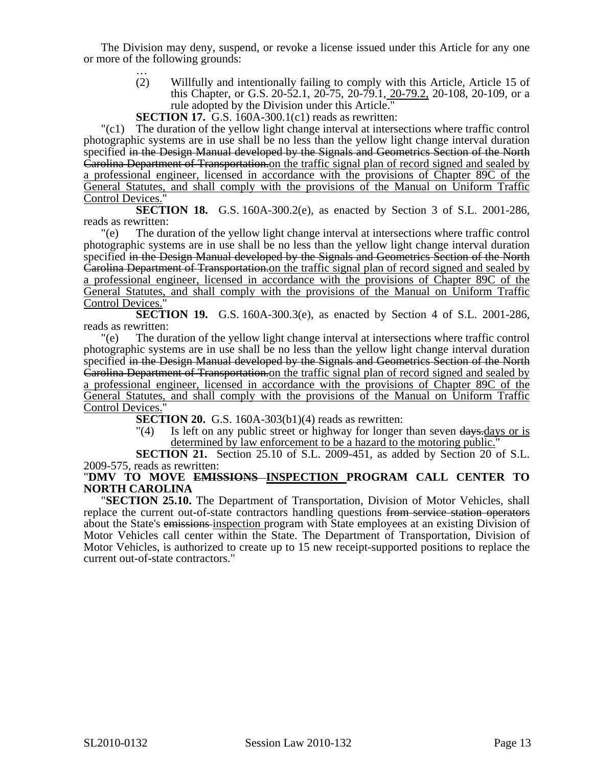The Division may deny, suspend, or revoke a license issued under this Article for any one or more of the following grounds:

…

(2) Willfully and intentionally failing to comply with this Article, Article 15 of this Chapter, or G.S. 20-52.1, 20-75, 20-79.1, <u>20-79.2,</u> 20-108, 20-109, or a rule adopted by the Division under this Article."

**SECTION 17.** G.S. 160A-300.1(c1) reads as rewritten:

"(c1) The duration of the yellow light change interval at intersections where traffic control photographic systems are in use shall be no less than the yellow light change interval duration specified ~~in the Design Manual developed by the Signals and Geometrics Section of the North Carolina Department of Transportation.~~<u>on the traffic signal plan of record signed and sealed by a professional engineer, licensed in accordance with the provisions of Chapter 89C of the General Statutes, and shall comply with the provisions of the Manual on Uniform Traffic Control Devices.</u>"

**SECTION 18.** G.S. 160A-300.2(e), as enacted by Section 3 of S.L. 2001-286, reads as rewritten:

"(e) The duration of the yellow light change interval at intersections where traffic control photographic systems are in use shall be no less than the yellow light change interval duration specified ~~in the Design Manual developed by the Signals and Geometrics Section of the North Carolina Department of Transportation.~~<u>on the traffic signal plan of record signed and sealed by a professional engineer, licensed in accordance with the provisions of Chapter 89C of the General Statutes, and shall comply with the provisions of the Manual on Uniform Traffic Control Devices.</u>"

**SECTION 19.** G.S. 160A-300.3(e), as enacted by Section 4 of S.L. 2001-286, reads as rewritten:

"(e) The duration of the yellow light change interval at intersections where traffic control photographic systems are in use shall be no less than the yellow light change interval duration specified ~~in the Design Manual developed by the Signals and Geometrics Section of the North Carolina Department of Transportation.~~<u>on the traffic signal plan of record signed and sealed by a professional engineer, licensed in accordance with the provisions of Chapter 89C of the General Statutes, and shall comply with the provisions of the Manual on Uniform Traffic Control Devices.</u>"

**SECTION 20.** G.S. 160A-303(b1)(4) reads as rewritten:

"(4) Is left on any public street or highway for longer than seven ~~days.~~<u>days or is determined by law enforcement to be a hazard to the motoring public.</u>"

**SECTION 21.** Section 25.10 of S.L. 2009-451, as added by Section 20 of S.L. 2009-575, reads as rewritten:

"**DMV TO MOVE ~~EMISSIONS~~ <u>INSPECTION</u> PROGRAM CALL CENTER TO NORTH CAROLINA**

"**SECTION 25.10.** The Department of Transportation, Division of Motor Vehicles, shall replace the current out-of-state contractors handling questions ~~from service station operators~~ about the State's ~~emissions~~ <u>inspection</u> program with State employees at an existing Division of Motor Vehicles call center within the State. The Department of Transportation, Division of Motor Vehicles, is authorized to create up to 15 new receipt-supported positions to replace the current out-of-state contractors."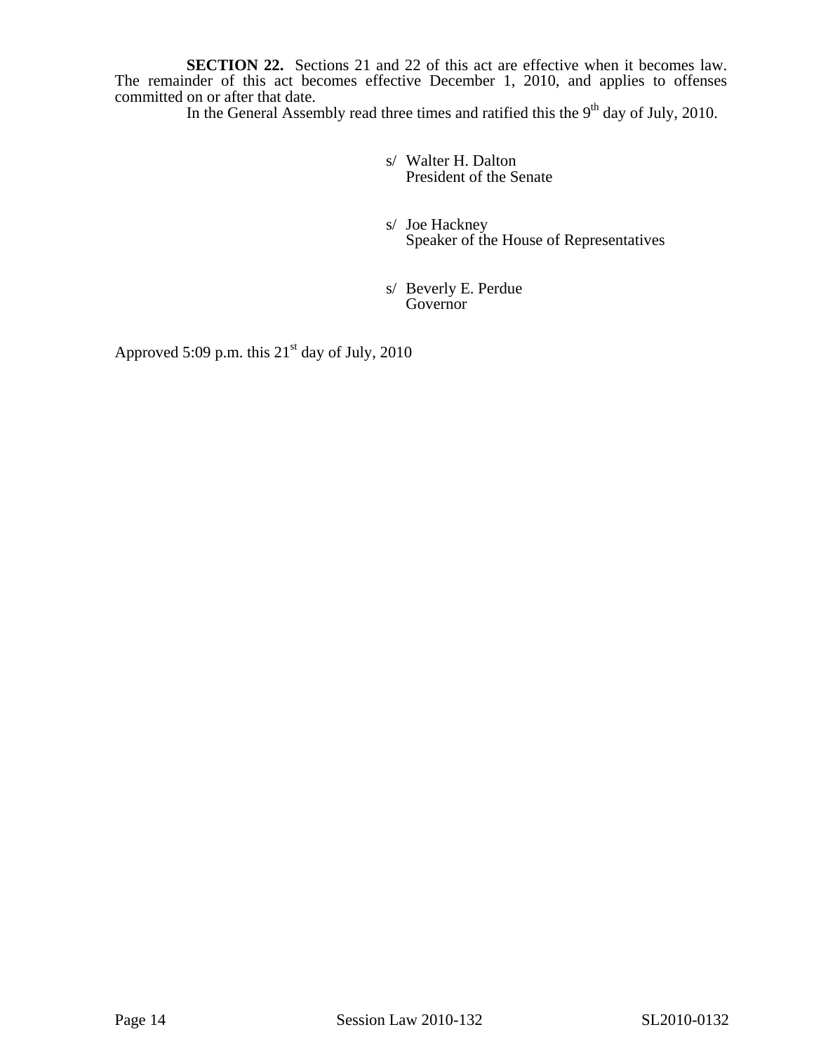**SECTION 22.** Sections 21 and 22 of this act are effective when it becomes law. The remainder of this act becomes effective December 1, 2010, and applies to offenses committed on or after that date.

In the General Assembly read three times and ratified this the 9th day of July, 2010.

s/ Walter H. Dalton
President of the Senate

s/ Joe Hackney
Speaker of the House of Representatives

s/ Beverly E. Perdue
Governor

Approved 5:09 p.m. this 21st day of July, 2010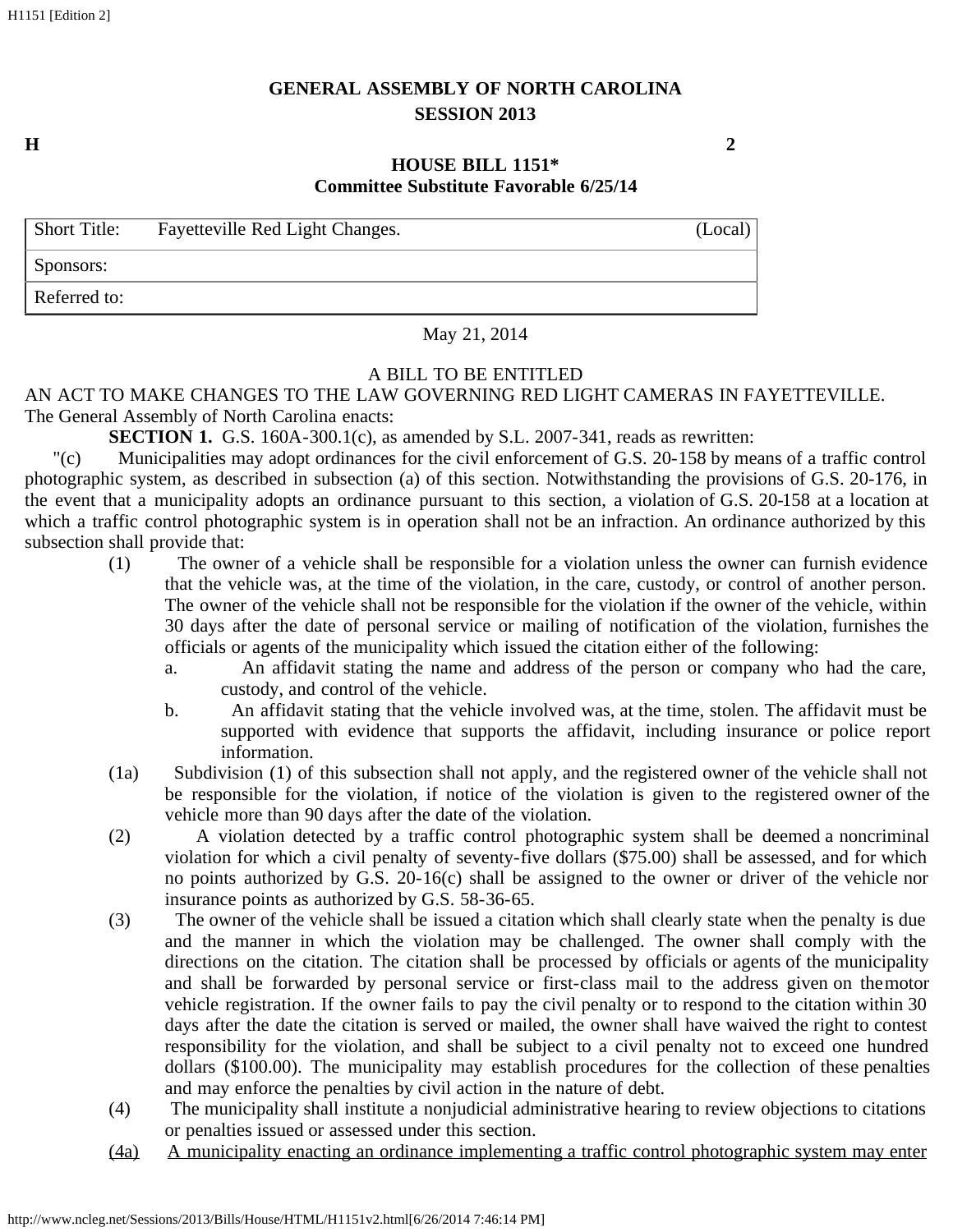GENERAL ASSEMBLY OF NORTH CAROLINA
SESSION 2013

**H** **2**

**HOUSE BILL 1151***
**Committee Substitute Favorable 6/25/14**

| Short Title: | Fayetteville Red Light Changes. | (Local) |
| --- | --- | --- |
| Sponsors: | | |
| Referred to: | | |

May 21, 2014

A BILL TO BE ENTITLED

AN ACT TO MAKE CHANGES TO THE LAW GOVERNING RED LIGHT CAMERAS IN FAYETTEVILLE.

The General Assembly of North Carolina enacts:

**SECTION 1.** G.S. 160A-300.1(c), as amended by S.L. 2007-341, reads as rewritten:

"(c) Municipalities may adopt ordinances for the civil enforcement of G.S. 20-158 by means of a traffic control photographic system, as described in subsection (a) of this section. Notwithstanding the provisions of G.S. 20-176, in the event that a municipality adopts an ordinance pursuant to this section, a violation of G.S. 20-158 at a location at which a traffic control photographic system is in operation shall not be an infraction. An ordinance authorized by this subsection shall provide that:

(1) The owner of a vehicle shall be responsible for a violation unless the owner can furnish evidence that the vehicle was, at the time of the violation, in the care, custody, or control of another person. The owner of the vehicle shall not be responsible for the violation if the owner of the vehicle, within 30 days after the date of personal service or mailing of notification of the violation, furnishes the officials or agents of the municipality which issued the citation either of the following:

a. An affidavit stating the name and address of the person or company who had the care, custody, and control of the vehicle.

b. An affidavit stating that the vehicle involved was, at the time, stolen. The affidavit must be supported with evidence that supports the affidavit, including insurance or police report information.

(1a) Subdivision (1) of this subsection shall not apply, and the registered owner of the vehicle shall not be responsible for the violation, if notice of the violation is given to the registered owner of the vehicle more than 90 days after the date of the violation.

(2) A violation detected by a traffic control photographic system shall be deemed a noncriminal violation for which a civil penalty of seventy-five dollars ($75.00) shall be assessed, and for which no points authorized by G.S. 20-16(c) shall be assigned to the owner or driver of the vehicle nor insurance points as authorized by G.S. 58-36-65.

(3) The owner of the vehicle shall be issued a citation which shall clearly state when the penalty is due and the manner in which the violation may be challenged. The owner shall comply with the directions on the citation. The citation shall be processed by officials or agents of the municipality and shall be forwarded by personal service or first-class mail to the address given on the motor vehicle registration. If the owner fails to pay the civil penalty or to respond to the citation within 30 days after the date the citation is served or mailed, the owner shall have waived the right to contest responsibility for the violation, and shall be subject to a civil penalty not to exceed one hundred dollars ($100.00). The municipality may establish procedures for the collection of these penalties and may enforce the penalties by civil action in the nature of debt.

(4) The municipality shall institute a nonjudicial administrative hearing to review objections to citations or penalties issued or assessed under this section.

<u>(4a) A municipality enacting an ordinance implementing a traffic control photographic system may enter</u>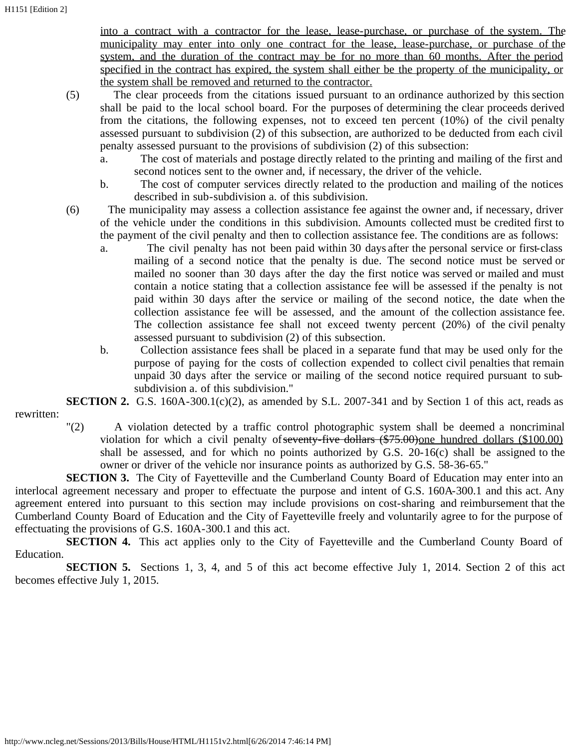into a contract with a contractor for the lease, lease-purchase, or purchase of the system. The municipality may enter into only one contract for the lease, lease-purchase, or purchase of the system, and the duration of the contract may be for no more than 60 months. After the period specified in the contract has expired, the system shall either be the property of the municipality, or the system shall be removed and returned to the contractor.

(5) The clear proceeds from the citations issued pursuant to an ordinance authorized by this section shall be paid to the local school board. For the purposes of determining the clear proceeds derived from the citations, the following expenses, not to exceed ten percent (10%) of the civil penalty assessed pursuant to subdivision (2) of this subsection, are authorized to be deducted from each civil penalty assessed pursuant to the provisions of subdivision (2) of this subsection:

a. The cost of materials and postage directly related to the printing and mailing of the first and second notices sent to the owner and, if necessary, the driver of the vehicle.

b. The cost of computer services directly related to the production and mailing of the notices described in sub-subdivision a. of this subdivision.

(6) The municipality may assess a collection assistance fee against the owner and, if necessary, driver of the vehicle under the conditions in this subdivision. Amounts collected must be credited first to the payment of the civil penalty and then to collection assistance fee. The conditions are as follows:

a. The civil penalty has not been paid within 30 days after the personal service or first-class mailing of a second notice that the penalty is due. The second notice must be served or mailed no sooner than 30 days after the day the first notice was served or mailed and must contain a notice stating that a collection assistance fee will be assessed if the penalty is not paid within 30 days after the service or mailing of the second notice, the date when the collection assistance fee will be assessed, and the amount of the collection assistance fee. The collection assistance fee shall not exceed twenty percent (20%) of the civil penalty assessed pursuant to subdivision (2) of this subsection.

b. Collection assistance fees shall be placed in a separate fund that may be used only for the purpose of paying for the costs of collection expended to collect civil penalties that remain unpaid 30 days after the service or mailing of the second notice required pursuant to sub-subdivision a. of this subdivision."

**SECTION 2.** G.S. 160A-300.1(c)(2), as amended by S.L. 2007-341 and by Section 1 of this act, reads as rewritten:

"(2) A violation detected by a traffic control photographic system shall be deemed a noncriminal violation for which a civil penalty of ~~seventy-five dollars ($75.00)~~one hundred dollars ($100.00) shall be assessed, and for which no points authorized by G.S. 20-16(c) shall be assigned to the owner or driver of the vehicle nor insurance points as authorized by G.S. 58-36-65."

**SECTION 3.** The City of Fayetteville and the Cumberland County Board of Education may enter into an interlocal agreement necessary and proper to effectuate the purpose and intent of G.S. 160A-300.1 and this act. Any agreement entered into pursuant to this section may include provisions on cost-sharing and reimbursement that the Cumberland County Board of Education and the City of Fayetteville freely and voluntarily agree to for the purpose of effectuating the provisions of G.S. 160A-300.1 and this act.

**SECTION 4.** This act applies only to the City of Fayetteville and the Cumberland County Board of Education.

**SECTION 5.** Sections 1, 3, 4, and 5 of this act become effective July 1, 2014. Section 2 of this act becomes effective July 1, 2015.